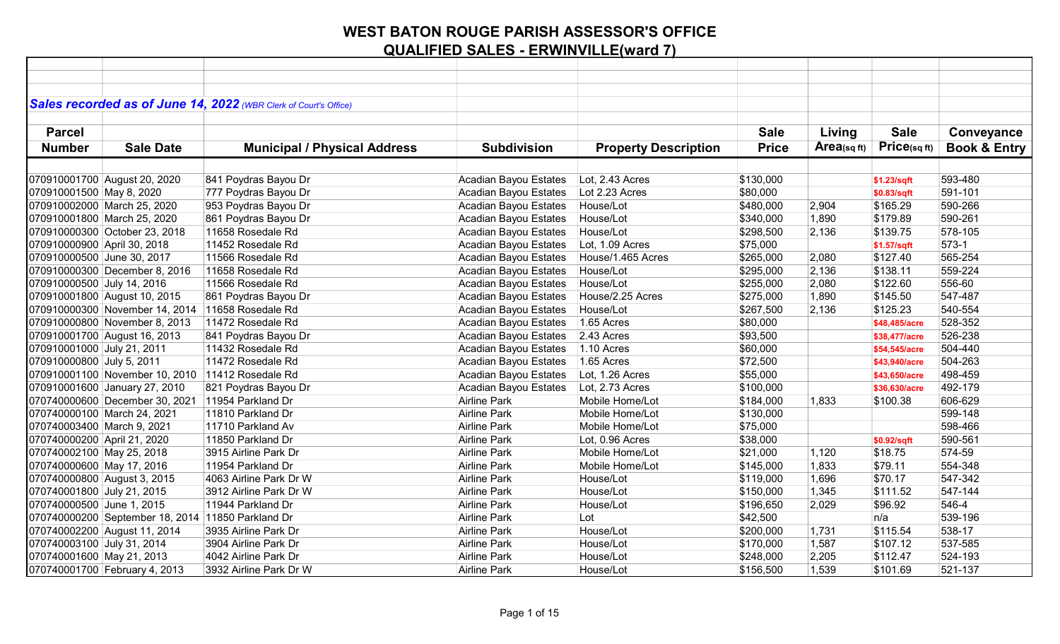# WEST BATON ROUGE PARISH ASSESSOR'S OFFICE

## QUALIFIED SALES - ERWINVILLE(ward 7)

***Sales recorded as of June 14, 2022*** *(WBR Clerk of Court's Office)*

| Parcel Number | Sale Date | Municipal / Physical Address | Subdivision | Property Description | Sale Price | Living Area(sq ft) | Sale Price(sq ft) | Conveyance Book & Entry |
|---|---|---|---|---|---|---|---|---|
| 070910001700 | August 20, 2020 | 841 Poydras Bayou Dr | Acadian Bayou Estates | Lot, 2.43 Acres | $130,000 | | $1.23/sqft | 593-480 |
| 070910001500 | May 8, 2020 | 777 Poydras Bayou Dr | Acadian Bayou Estates | Lot 2.23 Acres | $80,000 | | $0.83/sqft | 591-101 |
| 070910002000 | March 25, 2020 | 953 Poydras Bayou Dr | Acadian Bayou Estates | House/Lot | $480,000 | 2,904 | $165.29 | 590-266 |
| 070910001800 | March 25, 2020 | 861 Poydras Bayou Dr | Acadian Bayou Estates | House/Lot | $340,000 | 1,890 | $179.89 | 590-261 |
| 070910000300 | October 23, 2018 | 11658 Rosedale Rd | Acadian Bayou Estates | House/Lot | $298,500 | 2,136 | $139.75 | 578-105 |
| 070910000900 | April 30, 2018 | 11452 Rosedale Rd | Acadian Bayou Estates | Lot, 1.09 Acres | $75,000 | | $1.57/sqft | 573-1 |
| 070910000500 | June 30, 2017 | 11566 Rosedale Rd | Acadian Bayou Estates | House/1.465 Acres | $265,000 | 2,080 | $127.40 | 565-254 |
| 070910000300 | December 8, 2016 | 11658 Rosedale Rd | Acadian Bayou Estates | House/Lot | $295,000 | 2,136 | $138.11 | 559-224 |
| 070910000500 | July 14, 2016 | 11566 Rosedale Rd | Acadian Bayou Estates | House/Lot | $255,000 | 2,080 | $122.60 | 556-60 |
| 070910001800 | August 10, 2015 | 861 Poydras Bayou Dr | Acadian Bayou Estates | House/2.25 Acres | $275,000 | 1,890 | $145.50 | 547-487 |
| 070910000300 | November 14, 2014 | 11658 Rosedale Rd | Acadian Bayou Estates | House/Lot | $267,500 | 2,136 | $125.23 | 540-554 |
| 070910000800 | November 8, 2013 | 11472 Rosedale Rd | Acadian Bayou Estates | 1.65 Acres | $80,000 | | $48,485/acre | 528-352 |
| 070910001700 | August 16, 2013 | 841 Poydras Bayou Dr | Acadian Bayou Estates | 2.43 Acres | $93,500 | | $38,477/acre | 526-238 |
| 070910001000 | July 21, 2011 | 11432 Rosedale Rd | Acadian Bayou Estates | 1.10 Acres | $60,000 | | $54,545/acre | 504-440 |
| 070910000800 | July 5, 2011 | 11472 Rosedale Rd | Acadian Bayou Estates | 1.65 Acres | $72,500 | | $43,940/acre | 504-263 |
| 070910001100 | November 10, 2010 | 11412 Rosedale Rd | Acadian Bayou Estates | Lot, 1.26 Acres | $55,000 | | $43,650/acre | 498-459 |
| 070910001600 | January 27, 2010 | 821 Poydras Bayou Dr | Acadian Bayou Estates | Lot, 2.73 Acres | $100,000 | | $36,630/acre | 492-179 |
| 070740000600 | December 30, 2021 | 11954 Parkland Dr | Airline Park | Mobile Home/Lot | $184,000 | 1,833 | $100.38 | 606-629 |
| 070740000100 | March 24, 2021 | 11810 Parkland Dr | Airline Park | Mobile Home/Lot | $130,000 | | | 599-148 |
| 070740003400 | March 9, 2021 | 11710 Parkland Av | Airline Park | Mobile Home/Lot | $75,000 | | | 598-466 |
| 070740000200 | April 21, 2020 | 11850 Parkland Dr | Airline Park | Lot, 0.96 Acres | $38,000 | | $0.92/sqft | 590-561 |
| 070740002100 | May 25, 2018 | 3915 Airline Park Dr | Airline Park | Mobile Home/Lot | $21,000 | 1,120 | $18.75 | 574-59 |
| 070740000600 | May 17, 2016 | 11954 Parkland Dr | Airline Park | Mobile Home/Lot | $145,000 | 1,833 | $79.11 | 554-348 |
| 070740000800 | August 3, 2015 | 4063 Airline Park Dr W | Airline Park | House/Lot | $119,000 | 1,696 | $70.17 | 547-342 |
| 070740001800 | July 21, 2015 | 3912 Airline Park Dr W | Airline Park | House/Lot | $150,000 | 1,345 | $111.52 | 547-144 |
| 070740000500 | June 1, 2015 | 11944 Parkland Dr | Airline Park | House/Lot | $196,650 | 2,029 | $96.92 | 546-4 |
| 070740000200 | September 18, 2014 | 11850 Parkland Dr | Airline Park | Lot | $42,500 | | n/a | 539-196 |
| 070740002200 | August 11, 2014 | 3935 Airline Park Dr | Airline Park | House/Lot | $200,000 | 1,731 | $115.54 | 538-17 |
| 070740003100 | July 31, 2014 | 3904 Airline Park Dr | Airline Park | House/Lot | $170,000 | 1,587 | $107.12 | 537-585 |
| 070740001600 | May 21, 2013 | 4042 Airline Park Dr | Airline Park | House/Lot | $248,000 | 2,205 | $112.47 | 524-193 |
| 070740001700 | February 4, 2013 | 3932 Airline Park Dr W | Airline Park | House/Lot | $156,500 | 1,539 | $101.69 | 521-137 |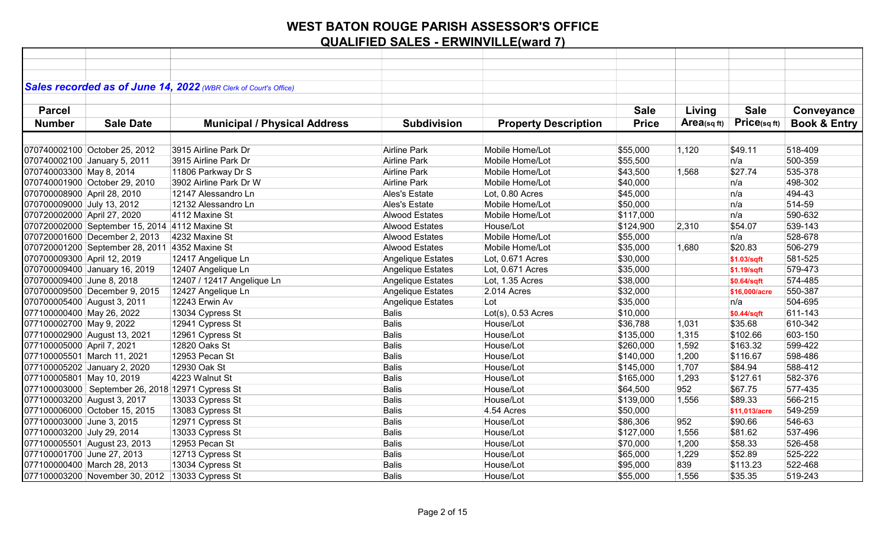# WEST BATON ROUGE PARISH ASSESSOR'S OFFICE

## QUALIFIED SALES - ERWINVILLE(ward 7)

***Sales recorded as of June 14, 2022*** *(WBR Clerk of Court's Office)*

| Parcel Number | Sale Date | Municipal / Physical Address | Subdivision | Property Description | Sale Price | Living Area(sq ft) | Sale Price(sq ft) | Conveyance Book & Entry |
|---|---|---|---|---|---|---|---|---|
| 070740002100 | October 25, 2012 | 3915 Airline Park Dr | Airline Park | Mobile Home/Lot | $55,000 | 1,120 | $49.11 | 518-409 |
| 070740002100 | January 5, 2011 | 3915 Airline Park Dr | Airline Park | Mobile Home/Lot | $55,500 | | n/a | 500-359 |
| 070740003300 | May 8, 2014 | 11806 Parkway Dr S | Airline Park | Mobile Home/Lot | $43,500 | 1,568 | $27.74 | 535-378 |
| 070740001900 | October 29, 2010 | 3902 Airline Park Dr W | Airline Park | Mobile Home/Lot | $40,000 | | n/a | 498-302 |
| 070700008900 | April 28, 2010 | 12147 Alessandro Ln | Ales's Estate | Lot, 0.80 Acres | $45,000 | | n/a | 494-43 |
| 070700009000 | July 13, 2012 | 12132 Alessandro Ln | Ales's Estate | Mobile Home/Lot | $50,000 | | n/a | 514-59 |
| 070720002000 | April 27, 2020 | 4112 Maxine St | Alwood Estates | Mobile Home/Lot | $117,000 | | n/a | 590-632 |
| 070720002000 | September 15, 2014 | 4112 Maxine St | Alwood Estates | House/Lot | $124,900 | 2,310 | $54.07 | 539-143 |
| 070720001600 | December 2, 2013 | 4232 Maxine St | Alwood Estates | Mobile Home/Lot | $55,000 | | n/a | 528-678 |
| 070720001200 | September 28, 2011 | 4352 Maxine St | Alwood Estates | Mobile Home/Lot | $35,000 | 1,680 | $20.83 | 506-279 |
| 070700009300 | April 12, 2019 | 12417 Angelique Ln | Angelique Estates | Lot, 0.671 Acres | $30,000 | | $1.03/sqft | 581-525 |
| 070700009400 | January 16, 2019 | 12407 Angelique Ln | Angelique Estates | Lot, 0.671 Acres | $35,000 | | $1.19/sqft | 579-473 |
| 070700009400 | June 8, 2018 | 12407 / 12417 Angelique Ln | Angelique Estates | Lot, 1.35 Acres | $38,000 | | $0.64/sqft | 574-485 |
| 070700009500 | December 9, 2015 | 12427 Angelique Ln | Angelique Estates | 2.014 Acres | $32,000 | | $16,000/acre | 550-387 |
| 070700005400 | August 3, 2011 | 12243 Erwin Av | Angelique Estates | Lot | $35,000 | | n/a | 504-695 |
| 077100000400 | May 26, 2022 | 13034 Cypress St | Balis | Lot(s), 0.53 Acres | $10,000 | | $0.44/sqft | 611-143 |
| 077100002700 | May 9, 2022 | 12941 Cypress St | Balis | House/Lot | $36,788 | 1,031 | $35.68 | 610-342 |
| 077100002900 | August 13, 2021 | 12961 Cypress St | Balis | House/Lot | $135,000 | 1,315 | $102.66 | 603-150 |
| 077100005000 | April 7, 2021 | 12820 Oaks St | Balis | House/Lot | $260,000 | 1,592 | $163.32 | 599-422 |
| 077100005501 | March 11, 2021 | 12953 Pecan St | Balis | House/Lot | $140,000 | 1,200 | $116.67 | 598-486 |
| 077100005202 | January 2, 2020 | 12930 Oak St | Balis | House/Lot | $145,000 | 1,707 | $84.94 | 588-412 |
| 077100005801 | May 10, 2019 | 4223 Walnut St | Balis | House/Lot | $165,000 | 1,293 | $127.61 | 582-376 |
| 077100003000 | September 26, 2018 | 12971 Cypress St | Balis | House/Lot | $64,500 | 952 | $67.75 | 577-435 |
| 077100003200 | August 3, 2017 | 13033 Cypress St | Balis | House/Lot | $139,000 | 1,556 | $89.33 | 566-215 |
| 077100006000 | October 15, 2015 | 13083 Cypress St | Balis | 4.54 Acres | $50,000 | | $11,013/acre | 549-259 |
| 077100003000 | June 3, 2015 | 12971 Cypress St | Balis | House/Lot | $86,306 | 952 | $90.66 | 546-63 |
| 077100003200 | July 29, 2014 | 13033 Cypress St | Balis | House/Lot | $127,000 | 1,556 | $81.62 | 537-496 |
| 077100005501 | August 23, 2013 | 12953 Pecan St | Balis | House/Lot | $70,000 | 1,200 | $58.33 | 526-458 |
| 077100001700 | June 27, 2013 | 12713 Cypress St | Balis | House/Lot | $65,000 | 1,229 | $52.89 | 525-222 |
| 077100000400 | March 28, 2013 | 13034 Cypress St | Balis | House/Lot | $95,000 | 839 | $113.23 | 522-468 |
| 077100003200 | November 30, 2012 | 13033 Cypress St | Balis | House/Lot | $55,000 | 1,556 | $35.35 | 519-243 |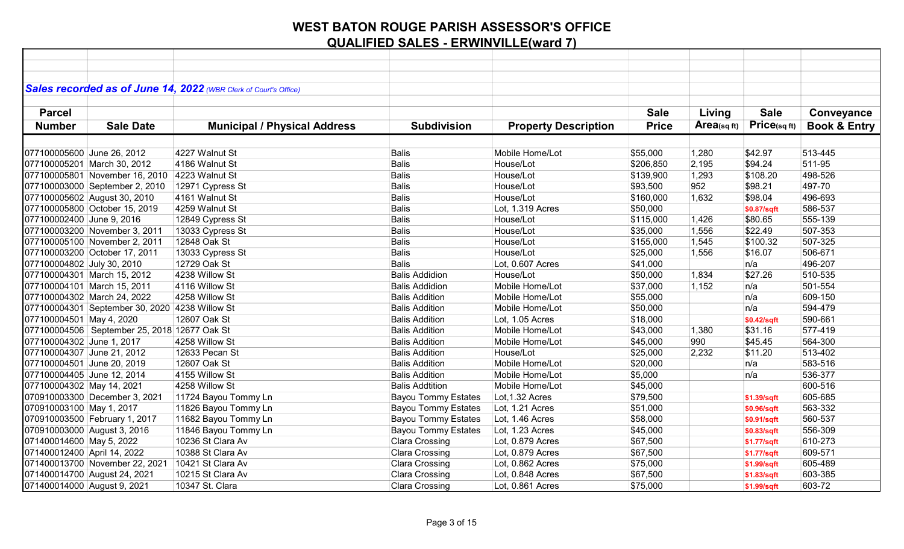# WEST BATON ROUGE PARISH ASSESSOR'S OFFICE

## QUALIFIED SALES - ERWINVILLE(ward 7)

***Sales recorded as of June 14, 2022*** *(WBR Clerk of Court's Office)*

| Parcel Number | Sale Date | Municipal / Physical Address | Subdivision | Property Description | Sale Price | Living Area(sq ft) | Sale Price(sq ft) | Conveyance Book & Entry |
|---|---|---|---|---|---|---|---|---|
| 077100005600 | June 26, 2012 | 4227 Walnut St | Balis | Mobile Home/Lot | $55,000 | 1,280 | $42.97 | 513-445 |
| 077100005201 | March 30, 2012 | 4186 Walnut St | Balis | House/Lot | $206,850 | 2,195 | $94.24 | 511-95 |
| 077100005801 | November 16, 2010 | 4223 Walnut St | Balis | House/Lot | $139,900 | 1,293 | $108.20 | 498-526 |
| 077100003000 | September 2, 2010 | 12971 Cypress St | Balis | House/Lot | $93,500 | 952 | $98.21 | 497-70 |
| 077100005602 | August 30, 2010 | 4161 Walnut St | Balis | House/Lot | $160,000 | 1,632 | $98.04 | 496-693 |
| 077100005800 | October 15, 2019 | 4259 Walnut St | Balis | Lot, 1.319 Acres | $50,000 | | $0.87/sqft | 586-537 |
| 077100002400 | June 9, 2016 | 12849 Cypress St | Balis | House/Lot | $115,000 | 1,426 | $80.65 | 555-139 |
| 077100003200 | November 3, 2011 | 13033 Cypress St | Balis | House/Lot | $35,000 | 1,556 | $22.49 | 507-353 |
| 077100005100 | November 2, 2011 | 12848 Oak St | Balis | House/Lot | $155,000 | 1,545 | $100.32 | 507-325 |
| 077100003200 | October 17, 2011 | 13033 Cypress St | Balis | House/Lot | $25,000 | 1,556 | $16.07 | 506-671 |
| 077100004802 | July 30, 2010 | 12729 Oak St | Balis | Lot, 0.607 Acres | $41,000 | | n/a | 496-207 |
| 077100004301 | March 15, 2012 | 4238 Willow St | Balis Addidion | House/Lot | $50,000 | 1,834 | $27.26 | 510-535 |
| 077100004101 | March 15, 2011 | 4116 Willow St | Balis Addidion | Mobile Home/Lot | $37,000 | 1,152 | n/a | 501-554 |
| 077100004302 | March 24, 2022 | 4258 Willow St | Balis Addition | Mobile Home/Lot | $55,000 | | n/a | 609-150 |
| 077100004301 | September 30, 2020 | 4238 Willow St | Balis Addition | Mobile Home/Lot | $50,000 | | n/a | 594-479 |
| 077100004501 | May 4, 2020 | 12607 Oak St | Balis Addition | Lot, 1.05 Acres | $18,000 | | $0.42/sqft | 590-661 |
| 077100004506 | September 25, 2018 | 12677 Oak St | Balis Addition | Mobile Home/Lot | $43,000 | 1,380 | $31.16 | 577-419 |
| 077100004302 | June 1, 2017 | 4258 Willow St | Balis Addition | Mobile Home/Lot | $45,000 | 990 | $45.45 | 564-300 |
| 077100004307 | June 21, 2012 | 12633 Pecan St | Balis Addition | House/Lot | $25,000 | 2,232 | $11.20 | 513-402 |
| 077100004501 | June 20, 2019 | 12607 Oak St | Balis Addition | Mobile Home/Lot | $20,000 | | n/a | 583-516 |
| 077100004405 | June 12, 2014 | 4155 Willow St | Balis Addition | Mobile Home/Lot | $5,000 | | n/a | 536-377 |
| 077100004302 | May 14, 2021 | 4258 Willow St | Balis Addtition | Mobile Home/Lot | $45,000 | | | 600-516 |
| 070910003300 | December 3, 2021 | 11724 Bayou Tommy Ln | Bayou Tommy Estates | Lot,1.32 Acres | $79,500 | | $1.39/sqft | 605-685 |
| 070910003100 | May 1, 2017 | 11826 Bayou Tommy Ln | Bayou Tommy Estates | Lot, 1.21 Acres | $51,000 | | $0.96/sqft | 563-332 |
| 070910003500 | February 1, 2017 | 11682 Bayou Tommy Ln | Bayou Tommy Estates | Lot, 1.46 Acres | $58,000 | | $0.91/sqft | 560-537 |
| 070910003000 | August 3, 2016 | 11846 Bayou Tommy Ln | Bayou Tommy Estates | Lot, 1.23 Acres | $45,000 | | $0.83/sqft | 556-309 |
| 071400014600 | May 5, 2022 | 10236 St Clara Av | Clara Crossing | Lot, 0.879 Acres | $67,500 | | $1.77/sqft | 610-273 |
| 071400012400 | April 14, 2022 | 10388 St Clara Av | Clara Crossing | Lot, 0.879 Acres | $67,500 | | $1.77/sqft | 609-571 |
| 071400013700 | November 22, 2021 | 10421 St Clara Av | Clara Crossing | Lot, 0.862 Acres | $75,000 | | $1.99/sqft | 605-489 |
| 071400014700 | August 24, 2021 | 10215 St Clara Av | Clara Crossing | Lot, 0.848 Acres | $67,500 | | $1.83/sqft | 603-385 |
| 071400014000 | August 9, 2021 | 10347 St. Clara | Clara Crossing | Lot, 0.861 Acres | $75,000 | | $1.99/sqft | 603-72 |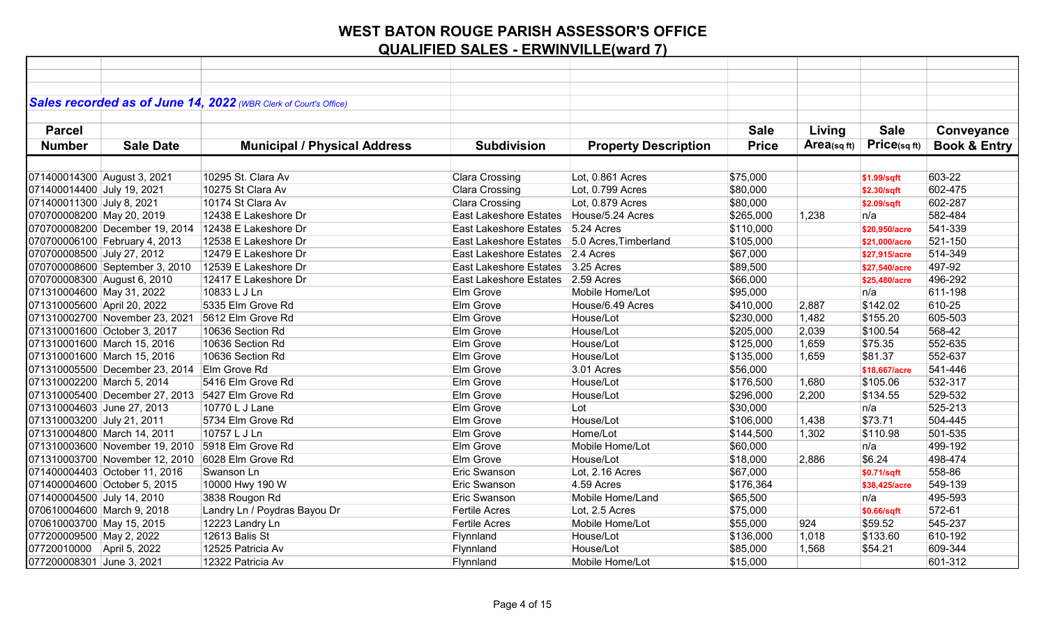# WEST BATON ROUGE PARISH ASSESSOR'S OFFICE

## QUALIFIED SALES - ERWINVILLE(ward 7)

***Sales recorded as of June 14, 2022*** *(WBR Clerk of Court's Office)*

| Parcel Number | Sale Date | Municipal / Physical Address | Subdivision | Property Description | Sale Price | Living Area(sq ft) | Sale Price(sq ft) | Conveyance Book & Entry |
|---|---|---|---|---|---|---|---|---|
| 071400014300 | August 3, 2021 | 10295 St. Clara Av | Clara Crossing | Lot, 0.861 Acres | $75,000 | | $1.99/sqft | 603-22 |
| 071400014400 | July 19, 2021 | 10275 St Clara Av | Clara Crossing | Lot, 0.799 Acres | $80,000 | | $2.30/sqft | 602-475 |
| 071400011300 | July 8, 2021 | 10174 St Clara Av | Clara Crossing | Lot, 0.879 Acres | $80,000 | | $2.09/sqft | 602-287 |
| 070700008200 | May 20, 2019 | 12438 E Lakeshore Dr | East Lakeshore Estates | House/5.24 Acres | $265,000 | 1,238 | n/a | 582-484 |
| 070700008200 | December 19, 2014 | 12438 E Lakeshore Dr | East Lakeshore Estates | 5.24 Acres | $110,000 | | $20,950/acre | 541-339 |
| 070700006100 | February 4, 2013 | 12538 E Lakeshore Dr | East Lakeshore Estates | 5.0 Acres,Timberland | $105,000 | | $21,000/acre | 521-150 |
| 070700008500 | July 27, 2012 | 12479 E Lakeshore Dr | East Lakeshore Estates | 2.4 Acres | $67,000 | | $27,915/acre | 514-349 |
| 070700008600 | September 3, 2010 | 12539 E Lakeshore Dr | East Lakeshore Estates | 3.25 Acres | $89,500 | | $27,540/acre | 497-92 |
| 070700008300 | August 6, 2010 | 12417 E Lakeshore Dr | East Lakeshore Estates | 2.59 Acres | $66,000 | | $25,480/acre | 496-292 |
| 071310004600 | May 31, 2022 | 10833 L J Ln | Elm Grove | Mobile Home/Lot | $95,000 | | n/a | 611-198 |
| 071310005600 | April 20, 2022 | 5335 Elm Grove Rd | Elm Grove | House/6.49 Acres | $410,000 | 2,887 | $142.02 | 610-25 |
| 071310002700 | November 23, 2021 | 5612 Elm Grove Rd | Elm Grove | House/Lot | $230,000 | 1,482 | $155.20 | 605-503 |
| 071310001600 | October 3, 2017 | 10636 Section Rd | Elm Grove | House/Lot | $205,000 | 2,039 | $100.54 | 568-42 |
| 071310001600 | March 15, 2016 | 10636 Section Rd | Elm Grove | House/Lot | $125,000 | 1,659 | $75.35 | 552-635 |
| 071310001600 | March 15, 2016 | 10636 Section Rd | Elm Grove | House/Lot | $135,000 | 1,659 | $81.37 | 552-637 |
| 071310005500 | December 23, 2014 | Elm Grove Rd | Elm Grove | 3.01 Acres | $56,000 | | $18,667/acre | 541-446 |
| 071310002200 | March 5, 2014 | 5416 Elm Grove Rd | Elm Grove | House/Lot | $176,500 | 1,680 | $105.06 | 532-317 |
| 071310005400 | December 27, 2013 | 5427 Elm Grove Rd | Elm Grove | House/Lot | $296,000 | 2,200 | $134.55 | 529-532 |
| 071310004603 | June 27, 2013 | 10770 L J Lane | Elm Grove | Lot | $30,000 | | n/a | 525-213 |
| 071310003200 | July 21, 2011 | 5734 Elm Grove Rd | Elm Grove | House/Lot | $106,000 | 1,438 | $73.71 | 504-445 |
| 071310004800 | March 14, 2011 | 10757 L J Ln | Elm Grove | Home/Lot | $144,500 | 1,302 | $110.98 | 501-535 |
| 071310003600 | November 19, 2010 | 5918 Elm Grove Rd | Elm Grove | Mobile Home/Lot | $60,000 | | n/a | 499-192 |
| 071310003700 | November 12, 2010 | 6028 Elm Grove Rd | Elm Grove | House/Lot | $18,000 | 2,886 | $6.24 | 498-474 |
| 071400004403 | October 11, 2016 | Swanson Ln | Eric Swanson | Lot, 2.16 Acres | $67,000 | | $0.71/sqft | 558-86 |
| 071400004600 | October 5, 2015 | 10000 Hwy 190 W | Eric Swanson | 4.59 Acres | $176,364 | | $38,425/acre | 549-139 |
| 071400004500 | July 14, 2010 | 3838 Rougon Rd | Eric Swanson | Mobile Home/Land | $65,500 | | n/a | 495-593 |
| 070610004600 | March 9, 2018 | Landry Ln / Poydras Bayou Dr | Fertile Acres | Lot, 2.5 Acres | $75,000 | | $0.66/sqft | 572-61 |
| 070610003700 | May 15, 2015 | 12223 Landry Ln | Fertile Acres | Mobile Home/Lot | $55,000 | 924 | $59.52 | 545-237 |
| 077200009500 | May 2, 2022 | 12613 Balis St | Flynnland | House/Lot | $136,000 | 1,018 | $133.60 | 610-192 |
| 07720010000 | April 5, 2022 | 12525 Patricia Av | Flynnland | House/Lot | $85,000 | 1,568 | $54.21 | 609-344 |
| 077200008301 | June 3, 2021 | 12322 Patricia Av | Flynnland | Mobile Home/Lot | $15,000 | | | 601-312 |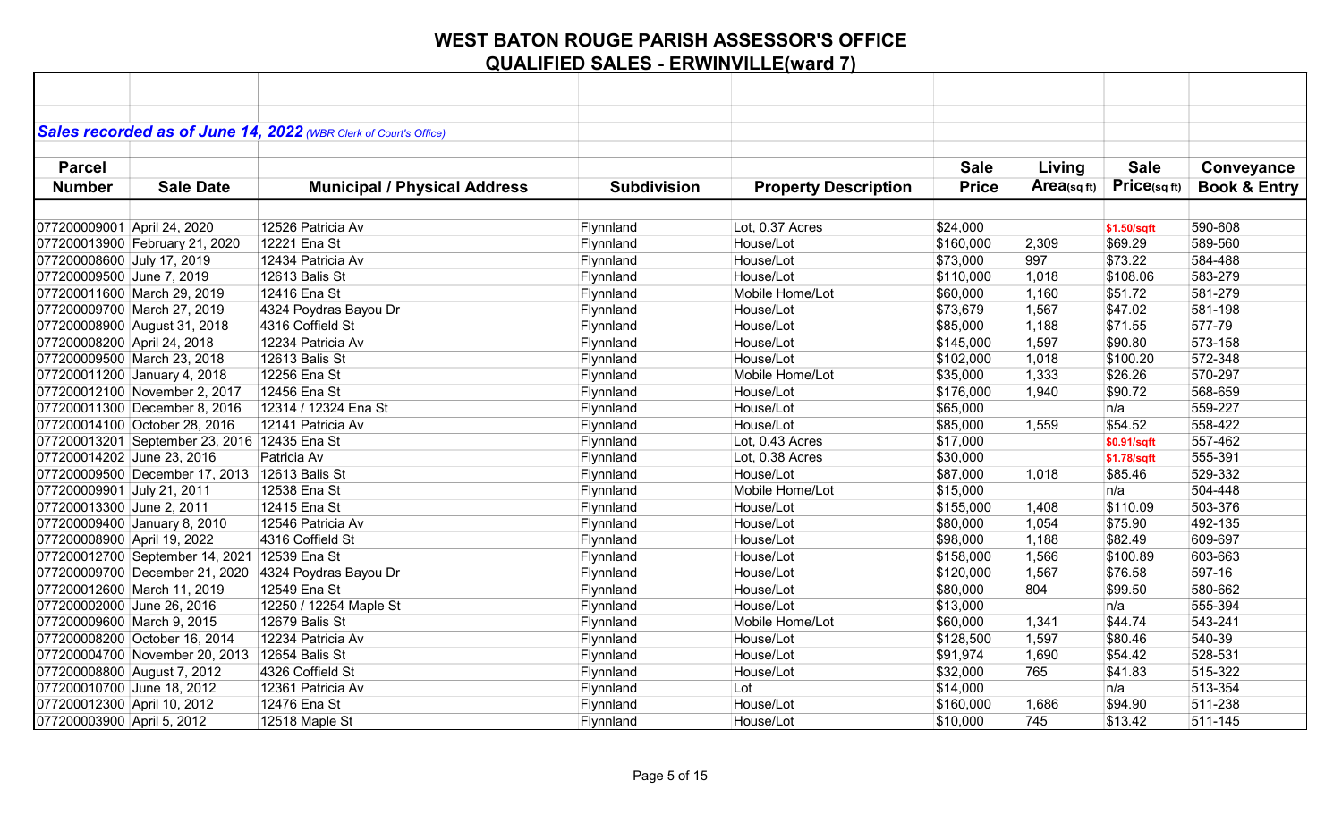# WEST BATON ROUGE PARISH ASSESSOR'S OFFICE

## QUALIFIED SALES - ERWINVILLE(ward 7)

***Sales recorded as of June 14, 2022*** *(WBR Clerk of Court's Office)*

| Parcel Number | Sale Date | Municipal / Physical Address | Subdivision | Property Description | Sale Price | Living Area(sq ft) | Sale Price(sq ft) | Conveyance Book & Entry |
|---|---|---|---|---|---|---|---|---|
| 077200009001 | April 24, 2020 | 12526 Patricia Av | Flynnland | Lot, 0.37 Acres | $24,000 | | $1.50/sqft | 590-608 |
| 077200013900 | February 21, 2020 | 12221 Ena St | Flynnland | House/Lot | $160,000 | 2,309 | $69.29 | 589-560 |
| 077200008600 | July 17, 2019 | 12434 Patricia Av | Flynnland | House/Lot | $73,000 | 997 | $73.22 | 584-488 |
| 077200009500 | June 7, 2019 | 12613 Balis St | Flynnland | House/Lot | $110,000 | 1,018 | $108.06 | 583-279 |
| 077200011600 | March 29, 2019 | 12416 Ena St | Flynnland | Mobile Home/Lot | $60,000 | 1,160 | $51.72 | 581-279 |
| 077200009700 | March 27, 2019 | 4324 Poydras Bayou Dr | Flynnland | House/Lot | $73,679 | 1,567 | $47.02 | 581-198 |
| 077200008900 | August 31, 2018 | 4316 Coffield St | Flynnland | House/Lot | $85,000 | 1,188 | $71.55 | 577-79 |
| 077200008200 | April 24, 2018 | 12234 Patricia Av | Flynnland | House/Lot | $145,000 | 1,597 | $90.80 | 573-158 |
| 077200009500 | March 23, 2018 | 12613 Balis St | Flynnland | House/Lot | $102,000 | 1,018 | $100.20 | 572-348 |
| 077200011200 | January 4, 2018 | 12256 Ena St | Flynnland | Mobile Home/Lot | $35,000 | 1,333 | $26.26 | 570-297 |
| 077200012100 | November 2, 2017 | 12456 Ena St | Flynnland | House/Lot | $176,000 | 1,940 | $90.72 | 568-659 |
| 077200011300 | December 8, 2016 | 12314 / 12324 Ena St | Flynnland | House/Lot | $65,000 | | n/a | 559-227 |
| 077200014100 | October 28, 2016 | 12141 Patricia Av | Flynnland | House/Lot | $85,000 | 1,559 | $54.52 | 558-422 |
| 077200013201 | September 23, 2016 | 12435 Ena St | Flynnland | Lot, 0.43 Acres | $17,000 | | $0.91/sqft | 557-462 |
| 077200014202 | June 23, 2016 | Patricia Av | Flynnland | Lot, 0.38 Acres | $30,000 | | $1.78/sqft | 555-391 |
| 077200009500 | December 17, 2013 | 12613 Balis St | Flynnland | House/Lot | $87,000 | 1,018 | $85.46 | 529-332 |
| 077200009901 | July 21, 2011 | 12538 Ena St | Flynnland | Mobile Home/Lot | $15,000 | | n/a | 504-448 |
| 077200013300 | June 2, 2011 | 12415 Ena St | Flynnland | House/Lot | $155,000 | 1,408 | $110.09 | 503-376 |
| 077200009400 | January 8, 2010 | 12546 Patricia Av | Flynnland | House/Lot | $80,000 | 1,054 | $75.90 | 492-135 |
| 077200008900 | April 19, 2022 | 4316 Coffield St | Flynnland | House/Lot | $98,000 | 1,188 | $82.49 | 609-697 |
| 077200012700 | September 14, 2021 | 12539 Ena St | Flynnland | House/Lot | $158,000 | 1,566 | $100.89 | 603-663 |
| 077200009700 | December 21, 2020 | 4324 Poydras Bayou Dr | Flynnland | House/Lot | $120,000 | 1,567 | $76.58 | 597-16 |
| 077200012600 | March 11, 2019 | 12549 Ena St | Flynnland | House/Lot | $80,000 | 804 | $99.50 | 580-662 |
| 077200002000 | June 26, 2016 | 12250 / 12254 Maple St | Flynnland | House/Lot | $13,000 | | n/a | 555-394 |
| 077200009600 | March 9, 2015 | 12679 Balis St | Flynnland | Mobile Home/Lot | $60,000 | 1,341 | $44.74 | 543-241 |
| 077200008200 | October 16, 2014 | 12234 Patricia Av | Flynnland | House/Lot | $128,500 | 1,597 | $80.46 | 540-39 |
| 077200004700 | November 20, 2013 | 12654 Balis St | Flynnland | House/Lot | $91,974 | 1,690 | $54.42 | 528-531 |
| 077200008800 | August 7, 2012 | 4326 Coffield St | Flynnland | House/Lot | $32,000 | 765 | $41.83 | 515-322 |
| 077200010700 | June 18, 2012 | 12361 Patricia Av | Flynnland | Lot | $14,000 | | n/a | 513-354 |
| 077200012300 | April 10, 2012 | 12476 Ena St | Flynnland | House/Lot | $160,000 | 1,686 | $94.90 | 511-238 |
| 077200003900 | April 5, 2012 | 12518 Maple St | Flynnland | House/Lot | $10,000 | 745 | $13.42 | 511-145 |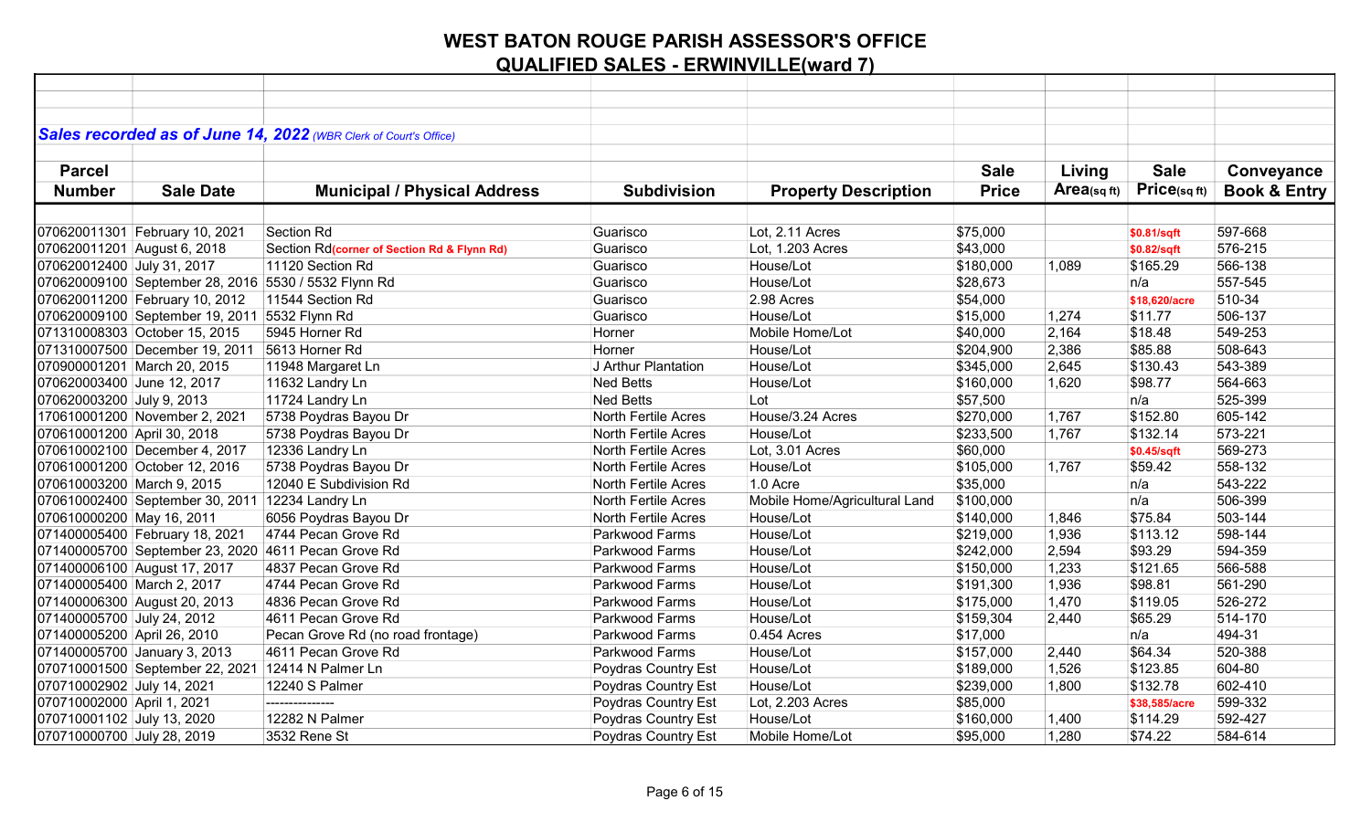# WEST BATON ROUGE PARISH ASSESSOR'S OFFICE

## QUALIFIED SALES - ERWINVILLE(ward 7)

***Sales recorded as of June 14, 2022*** *(WBR Clerk of Court's Office)*

| Parcel Number | Sale Date | Municipal / Physical Address | Subdivision | Property Description | Sale Price | Living Area(sq ft) | Sale Price(sq ft) | Conveyance Book & Entry |
|---|---|---|---|---|---|---|---|---|
| 070620011301 | February 10, 2021 | Section Rd | Guarisco | Lot, 2.11 Acres | $75,000 | | $0.81/sqft | 597-668 |
| 070620011201 | August 6, 2018 | Section Rd**(corner of Section Rd & Flynn Rd)** | Guarisco | Lot, 1.203 Acres | $43,000 | | $0.82/sqft | 576-215 |
| 070620012400 | July 31, 2017 | 11120 Section Rd | Guarisco | House/Lot | $180,000 | 1,089 | $165.29 | 566-138 |
| 070620009100 | September 28, 2016 | 5530 / 5532 Flynn Rd | Guarisco | House/Lot | $28,673 | | n/a | 557-545 |
| 070620011200 | February 10, 2012 | 11544 Section Rd | Guarisco | 2.98 Acres | $54,000 | | $18,620/acre | 510-34 |
| 070620009100 | September 19, 2011 | 5532 Flynn Rd | Guarisco | House/Lot | $15,000 | 1,274 | $11.77 | 506-137 |
| 071310008303 | October 15, 2015 | 5945 Horner Rd | Horner | Mobile Home/Lot | $40,000 | 2,164 | $18.48 | 549-253 |
| 071310007500 | December 19, 2011 | 5613 Horner Rd | Horner | House/Lot | $204,900 | 2,386 | $85.88 | 508-643 |
| 070900001201 | March 20, 2015 | 11948 Margaret Ln | J Arthur Plantation | House/Lot | $345,000 | 2,645 | $130.43 | 543-389 |
| 070620003400 | June 12, 2017 | 11632 Landry Ln | Ned Betts | House/Lot | $160,000 | 1,620 | $98.77 | 564-663 |
| 070620003200 | July 9, 2013 | 11724 Landry Ln | Ned Betts | Lot | $57,500 | | n/a | 525-399 |
| 170610001200 | November 2, 2021 | 5738 Poydras Bayou Dr | North Fertile Acres | House/3.24 Acres | $270,000 | 1,767 | $152.80 | 605-142 |
| 070610001200 | April 30, 2018 | 5738 Poydras Bayou Dr | North Fertile Acres | House/Lot | $233,500 | 1,767 | $132.14 | 573-221 |
| 070610002100 | December 4, 2017 | 12336 Landry Ln | North Fertile Acres | Lot, 3.01 Acres | $60,000 | | $0.45/sqft | 569-273 |
| 070610001200 | October 12, 2016 | 5738 Poydras Bayou Dr | North Fertile Acres | House/Lot | $105,000 | 1,767 | $59.42 | 558-132 |
| 070610003200 | March 9, 2015 | 12040 E Subdivision Rd | North Fertile Acres | 1.0 Acre | $35,000 | | n/a | 543-222 |
| 070610002400 | September 30, 2011 | 12234 Landry Ln | North Fertile Acres | Mobile Home/Agricultural Land | $100,000 | | n/a | 506-399 |
| 070610000200 | May 16, 2011 | 6056 Poydras Bayou Dr | North Fertile Acres | House/Lot | $140,000 | 1,846 | $75.84 | 503-144 |
| 071400005400 | February 18, 2021 | 4744 Pecan Grove Rd | Parkwood Farms | House/Lot | $219,000 | 1,936 | $113.12 | 598-144 |
| 071400005700 | September 23, 2020 | 4611 Pecan Grove Rd | Parkwood Farms | House/Lot | $242,000 | 2,594 | $93.29 | 594-359 |
| 071400006100 | August 17, 2017 | 4837 Pecan Grove Rd | Parkwood Farms | House/Lot | $150,000 | 1,233 | $121.65 | 566-588 |
| 071400005400 | March 2, 2017 | 4744 Pecan Grove Rd | Parkwood Farms | House/Lot | $191,300 | 1,936 | $98.81 | 561-290 |
| 071400006300 | August 20, 2013 | 4836 Pecan Grove Rd | Parkwood Farms | House/Lot | $175,000 | 1,470 | $119.05 | 526-272 |
| 071400005700 | July 24, 2012 | 4611 Pecan Grove Rd | Parkwood Farms | House/Lot | $159,304 | 2,440 | $65.29 | 514-170 |
| 071400005200 | April 26, 2010 | Pecan Grove Rd (no road frontage) | Parkwood Farms | 0.454 Acres | $17,000 | | n/a | 494-31 |
| 071400005700 | January 3, 2013 | 4611 Pecan Grove Rd | Parkwood Farms | House/Lot | $157,000 | 2,440 | $64.34 | 520-388 |
| 070710001500 | September 22, 2021 | 12414 N Palmer Ln | Poydras Country Est | House/Lot | $189,000 | 1,526 | $123.85 | 604-80 |
| 070710002902 | July 14, 2021 | 12240 S Palmer | Poydras Country Est | House/Lot | $239,000 | 1,800 | $132.78 | 602-410 |
| 070710002000 | April 1, 2021 | --------------- | Poydras Country Est | Lot, 2.203 Acres | $85,000 | | $38,585/acre | 599-332 |
| 070710001102 | July 13, 2020 | 12282 N Palmer | Poydras Country Est | House/Lot | $160,000 | 1,400 | $114.29 | 592-427 |
| 070710000700 | July 28, 2019 | 3532 Rene St | Poydras Country Est | Mobile Home/Lot | $95,000 | 1,280 | $74.22 | 584-614 |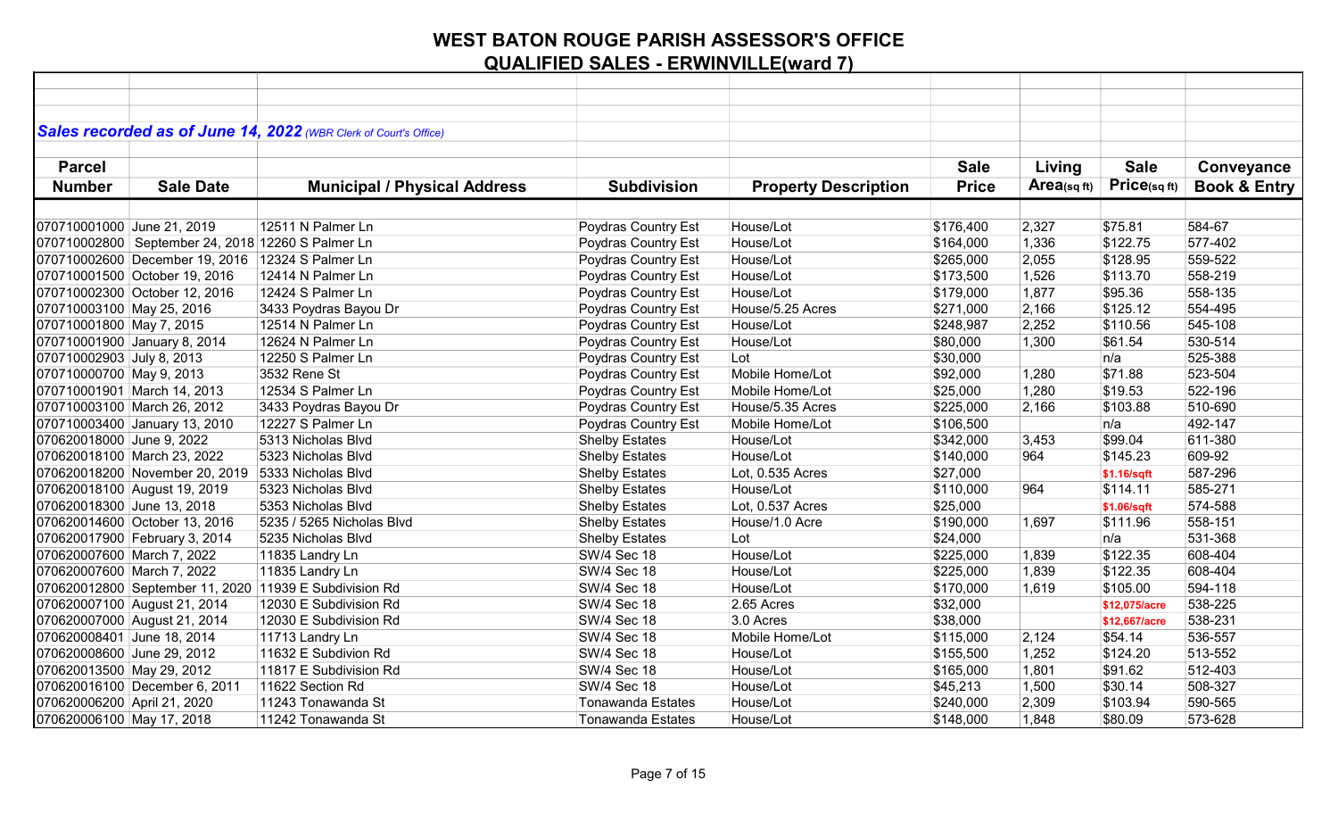# WEST BATON ROUGE PARISH ASSESSOR'S OFFICE

## QUALIFIED SALES - ERWINVILLE(ward 7)

***Sales recorded as of June 14, 2022*** *(WBR Clerk of Court's Office)*

| Parcel Number | Sale Date | Municipal / Physical Address | Subdivision | Property Description | Sale Price | Living Area(sq ft) | Sale Price(sq ft) | Conveyance Book & Entry |
|---|---|---|---|---|---|---|---|---|
| 070710001000 | June 21, 2019 | 12511 N Palmer Ln | Poydras Country Est | House/Lot | $176,400 | 2,327 | $75.81 | 584-67 |
| 070710002800 | September 24, 2018 | 12260 S Palmer Ln | Poydras Country Est | House/Lot | $164,000 | 1,336 | $122.75 | 577-402 |
| 070710002600 | December 19, 2016 | 12324 S Palmer Ln | Poydras Country Est | House/Lot | $265,000 | 2,055 | $128.95 | 559-522 |
| 070710001500 | October 19, 2016 | 12414 N Palmer Ln | Poydras Country Est | House/Lot | $173,500 | 1,526 | $113.70 | 558-219 |
| 070710002300 | October 12, 2016 | 12424 S Palmer Ln | Poydras Country Est | House/Lot | $179,000 | 1,877 | $95.36 | 558-135 |
| 070710003100 | May 25, 2016 | 3433 Poydras Bayou Dr | Poydras Country Est | House/5.25 Acres | $271,000 | 2,166 | $125.12 | 554-495 |
| 070710001800 | May 7, 2015 | 12514 N Palmer Ln | Poydras Country Est | House/Lot | $248,987 | 2,252 | $110.56 | 545-108 |
| 070710001900 | January 8, 2014 | 12624 N Palmer Ln | Poydras Country Est | House/Lot | $80,000 | 1,300 | $61.54 | 530-514 |
| 070710002903 | July 8, 2013 | 12250 S Palmer Ln | Poydras Country Est | Lot | $30,000 | | n/a | 525-388 |
| 070710000700 | May 9, 2013 | 3532 Rene St | Poydras Country Est | Mobile Home/Lot | $92,000 | 1,280 | $71.88 | 523-504 |
| 070710001901 | March 14, 2013 | 12534 S Palmer Ln | Poydras Country Est | Mobile Home/Lot | $25,000 | 1,280 | $19.53 | 522-196 |
| 070710003100 | March 26, 2012 | 3433 Poydras Bayou Dr | Poydras Country Est | House/5.35 Acres | $225,000 | 2,166 | $103.88 | 510-690 |
| 070710003400 | January 13, 2010 | 12227 S Palmer Ln | Poydras Country Est | Mobile Home/Lot | $106,500 | | n/a | 492-147 |
| 070620018000 | June 9, 2022 | 5313 Nicholas Blvd | Shelby Estates | House/Lot | $342,000 | 3,453 | $99.04 | 611-380 |
| 070620018100 | March 23, 2022 | 5323 Nicholas Blvd | Shelby Estates | House/Lot | $140,000 | 964 | $145.23 | 609-92 |
| 070620018200 | November 20, 2019 | 5333 Nicholas Blvd | Shelby Estates | Lot, 0.535 Acres | $27,000 | | $1.16/sqft | 587-296 |
| 070620018100 | August 19, 2019 | 5323 Nicholas Blvd | Shelby Estates | House/Lot | $110,000 | 964 | $114.11 | 585-271 |
| 070620018300 | June 13, 2018 | 5353 Nicholas Blvd | Shelby Estates | Lot, 0.537 Acres | $25,000 | | $1.06/sqft | 574-588 |
| 070620014600 | October 13, 2016 | 5235 / 5265 Nicholas Blvd | Shelby Estates | House/1.0 Acre | $190,000 | 1,697 | $111.96 | 558-151 |
| 070620017900 | February 3, 2014 | 5235 Nicholas Blvd | Shelby Estates | Lot | $24,000 | | n/a | 531-368 |
| 070620007600 | March 7, 2022 | 11835 Landry Ln | SW/4 Sec 18 | House/Lot | $225,000 | 1,839 | $122.35 | 608-404 |
| 070620007600 | March 7, 2022 | 11835 Landry Ln | SW/4 Sec 18 | House/Lot | $225,000 | 1,839 | $122.35 | 608-404 |
| 070620012800 | September 11, 2020 | 11939 E Subdivision Rd | SW/4 Sec 18 | House/Lot | $170,000 | 1,619 | $105.00 | 594-118 |
| 070620007100 | August 21, 2014 | 12030 E Subdivision Rd | SW/4 Sec 18 | 2.65 Acres | $32,000 | | $12,075/acre | 538-225 |
| 070620007000 | August 21, 2014 | 12030 E Subdivision Rd | SW/4 Sec 18 | 3.0 Acres | $38,000 | | $12,667/acre | 538-231 |
| 070620008401 | June 18, 2014 | 11713 Landry Ln | SW/4 Sec 18 | Mobile Home/Lot | $115,000 | 2,124 | $54.14 | 536-557 |
| 070620008600 | June 29, 2012 | 11632 E Subdivion Rd | SW/4 Sec 18 | House/Lot | $155,500 | 1,252 | $124.20 | 513-552 |
| 070620013500 | May 29, 2012 | 11817 E Subdivision Rd | SW/4 Sec 18 | House/Lot | $165,000 | 1,801 | $91.62 | 512-403 |
| 070620016100 | December 6, 2011 | 11622 Section Rd | SW/4 Sec 18 | House/Lot | $45,213 | 1,500 | $30.14 | 508-327 |
| 070620006200 | April 21, 2020 | 11243 Tonawanda St | Tonawanda Estates | House/Lot | $240,000 | 2,309 | $103.94 | 590-565 |
| 070620006100 | May 17, 2018 | 11242 Tonawanda St | Tonawanda Estates | House/Lot | $148,000 | 1,848 | $80.09 | 573-628 |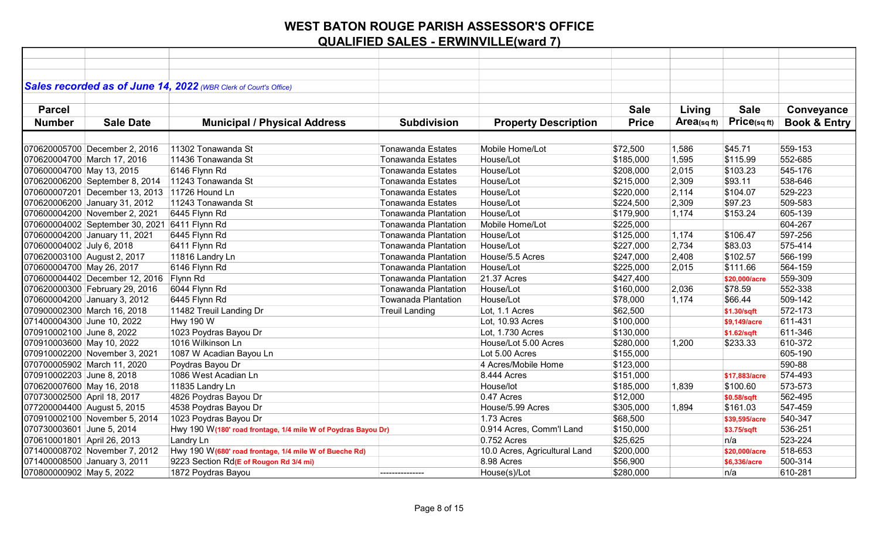# WEST BATON ROUGE PARISH ASSESSOR'S OFFICE

## QUALIFIED SALES - ERWINVILLE(ward 7)

***Sales recorded as of June 14, 2022*** *(WBR Clerk of Court's Office)*

| Parcel Number | Sale Date | Municipal / Physical Address | Subdivision | Property Description | Sale Price | Living Area(sq ft) | Sale Price(sq ft) | Conveyance Book & Entry |
|---|---|---|---|---|---|---|---|---|
| 070620005700 | December 2, 2016 | 11302 Tonawanda St | Tonawanda Estates | Mobile Home/Lot | $72,500 | 1,586 | $45.71 | 559-153 |
| 070620004700 | March 17, 2016 | 11436 Tonawanda St | Tonawanda Estates | House/Lot | $185,000 | 1,595 | $115.99 | 552-685 |
| 070600004700 | May 13, 2015 | 6146 Flynn Rd | Tonawanda Estates | House/Lot | $208,000 | 2,015 | $103.23 | 545-176 |
| 070620006200 | September 8, 2014 | 11243 Tonawanda St | Tonawanda Estates | House/Lot | $215,000 | 2,309 | $93.11 | 538-646 |
| 070600007201 | December 13, 2013 | 11726 Hound Ln | Tonawanda Estates | House/Lot | $220,000 | 2,114 | $104.07 | 529-223 |
| 070620006200 | January 31, 2012 | 11243 Tonawanda St | Tonawanda Estates | House/Lot | $224,500 | 2,309 | $97.23 | 509-583 |
| 070600004200 | November 2, 2021 | 6445 Flynn Rd | Tonawanda Plantation | House/Lot | $179,900 | 1,174 | $153.24 | 605-139 |
| 070600004002 | September 30, 2021 | 6411 Flynn Rd | Tonawanda Plantation | Mobile Home/Lot | $225,000 | | | 604-267 |
| 070600004200 | January 11, 2021 | 6445 Flynn Rd | Tonawanda Plantation | House/Lot | $125,000 | 1,174 | $106.47 | 597-256 |
| 070600004002 | July 6, 2018 | 6411 Flynn Rd | Tonawanda Plantation | House/Lot | $227,000 | 2,734 | $83.03 | 575-414 |
| 070620003100 | August 2, 2017 | 11816 Landry Ln | Tonawanda Plantation | House/5.5 Acres | $247,000 | 2,408 | $102.57 | 566-199 |
| 070600004700 | May 26, 2017 | 6146 Flynn Rd | Tonawanda Plantation | House/Lot | $225,000 | 2,015 | $111.66 | 564-159 |
| 070600004402 | December 12, 2016 | Flynn Rd | Tonawanda Plantation | 21.37 Acres | $427,400 | | $20,000/acre | 559-309 |
| 070620000300 | February 29, 2016 | 6044 Flynn Rd | Tonawanda Plantation | House/Lot | $160,000 | 2,036 | $78.59 | 552-338 |
| 070600004200 | January 3, 2012 | 6445 Flynn Rd | Towanada Plantation | House/Lot | $78,000 | 1,174 | $66.44 | 509-142 |
| 070900002300 | March 16, 2018 | 11482 Treuil Landing Dr | Treuil Landing | Lot, 1.1 Acres | $62,500 | | $1.30/sqft | 572-173 |
| 071400004300 | June 10, 2022 | Hwy 190 W | | Lot, 10.93 Acres | $100,000 | | $9,149/acre | 611-431 |
| 070910002100 | June 8, 2022 | 1023 Poydras Bayou Dr | | Lot, 1.730 Acres | $130,000 | | $1.62/sqft | 611-346 |
| 070910003600 | May 10, 2022 | 1016 Wilkinson Ln | | House/Lot 5.00 Acres | $280,000 | 1,200 | $233.33 | 610-372 |
| 070910002200 | November 3, 2021 | 1087 W Acadian Bayou Ln | | Lot 5.00 Acres | $155,000 | | | 605-190 |
| 070700005902 | March 11, 2020 | Poydras Bayou Dr | | 4 Acres/Mobile Home | $123,000 | | | 590-88 |
| 070910002203 | June 8, 2018 | 1086 West Acadian Ln | | 8.444 Acres | $151,000 | | $17,883/acre | 574-493 |
| 070620007600 | May 16, 2018 | 11835 Landry Ln | | House/lot | $185,000 | 1,839 | $100.60 | 573-573 |
| 070730002500 | April 18, 2017 | 4826 Poydras Bayou Dr | | 0.47 Acres | $12,000 | | $0.58/sqft | 562-495 |
| 077200004400 | August 5, 2015 | 4538 Poydras Bayou Dr | | House/5.99 Acres | $305,000 | 1,894 | $161.03 | 547-459 |
| 070910002100 | November 5, 2014 | 1023 Poydras Bayou Dr | | 1.73 Acres | $68,500 | | $39,595/acre | 540-347 |
| 070730003601 | June 5, 2014 | Hwy 190 W(180' road frontage, 1/4 mile W of Poydras Bayou Dr) | | 0.914 Acres, Comm'l Land | $150,000 | | $3.75/sqft | 536-251 |
| 070610001801 | April 26, 2013 | Landry Ln | | 0.752 Acres | $25,625 | | n/a | 523-224 |
| 071400008702 | November 7, 2012 | Hwy 190 W(680' road frontage, 1/4 mile W of Bueche Rd) | | 10.0 Acres, Agricultural Land | $200,000 | | $20,000/acre | 518-653 |
| 071400008500 | January 3, 2011 | 9223 Section Rd(E of Rougon Rd 3/4 mi) | | 8.98 Acres | $56,900 | | $6,336/acre | 500-314 |
| 070800000902 | May 5, 2022 | 1872 Poydras Bayou | --------------- | House(s)/Lot | $280,000 | | n/a | 610-281 |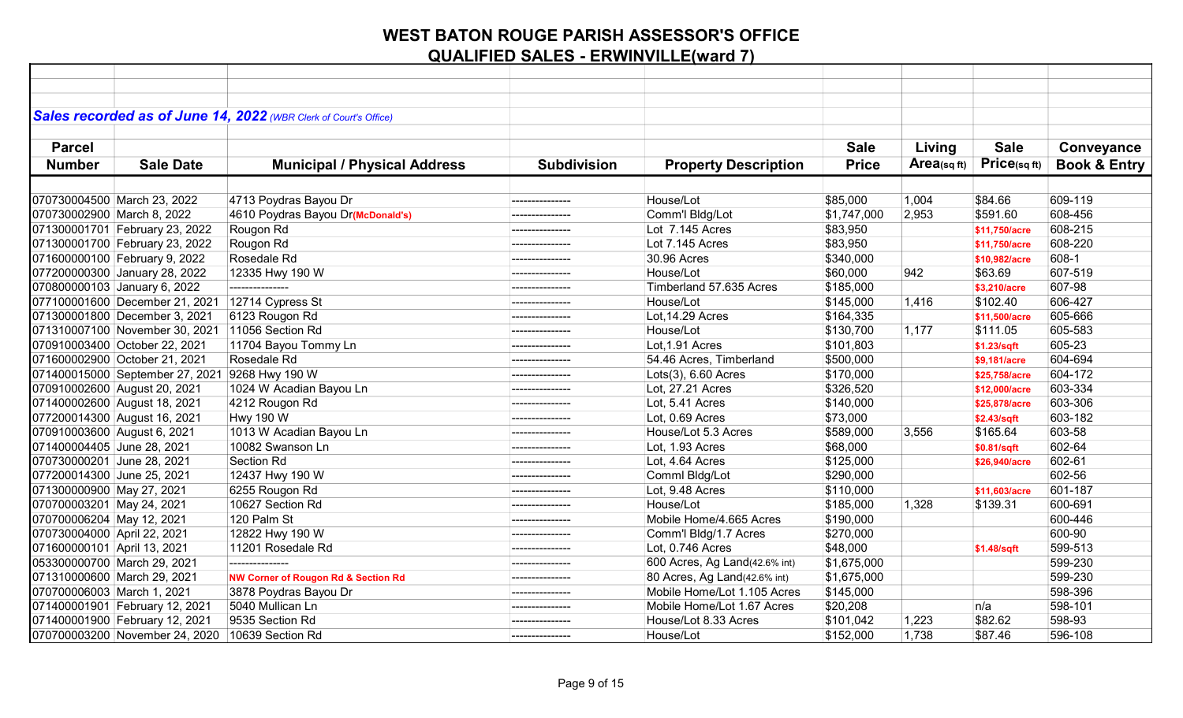# WEST BATON ROUGE PARISH ASSESSOR'S OFFICE

## QUALIFIED SALES - ERWINVILLE(ward 7)

***Sales recorded as of June 14, 2022*** *(WBR Clerk of Court's Office)*

| Parcel Number | Sale Date | Municipal / Physical Address | Subdivision | Property Description | Sale Price | Living Area(sq ft) | Sale Price(sq ft) | Conveyance Book & Entry |
|---|---|---|---|---|---|---|---|---|
| 070730004500 | March 23, 2022 | 4713 Poydras Bayou Dr | --------------- | House/Lot | $85,000 | 1,004 | $84.66 | 609-119 |
| 070730002900 | March 8, 2022 | 4610 Poydras Bayou Dr**(McDonald's)** | --------------- | Comm'l Bldg/Lot | $1,747,000 | 2,953 | $591.60 | 608-456 |
| 071300001701 | February 23, 2022 | Rougon Rd | --------------- | Lot 7.145 Acres | $83,950 | | **$11,750/acre** | 608-215 |
| 071300001700 | February 23, 2022 | Rougon Rd | --------------- | Lot 7.145 Acres | $83,950 | | **$11,750/acre** | 608-220 |
| 071600000100 | February 9, 2022 | Rosedale Rd | --------------- | 30.96 Acres | $340,000 | | **$10,982/acre** | 608-1 |
| 077200000300 | January 28, 2022 | 12335 Hwy 190 W | --------------- | House/Lot | $60,000 | 942 | $63.69 | 607-519 |
| 070800000103 | January 6, 2022 | --------------- | --------------- | Timberland 57.635 Acres | $185,000 | | **$3,210/acre** | 607-98 |
| 077100001600 | December 21, 2021 | 12714 Cypress St | --------------- | House/Lot | $145,000 | 1,416 | $102.40 | 606-427 |
| 071300001800 | December 3, 2021 | 6123 Rougon Rd | --------------- | Lot,14.29 Acres | $164,335 | | **$11,500/acre** | 605-666 |
| 071310007100 | November 30, 2021 | 11056 Section Rd | --------------- | House/Lot | $130,700 | 1,177 | $111.05 | 605-583 |
| 070910003400 | October 22, 2021 | 11704 Bayou Tommy Ln | --------------- | Lot,1.91 Acres | $101,803 | | **$1.23/sqft** | 605-23 |
| 071600002900 | October 21, 2021 | Rosedale Rd | --------------- | 54.46 Acres, Timberland | $500,000 | | **$9,181/acre** | 604-694 |
| 071400015000 | September 27, 2021 | 9268 Hwy 190 W | --------------- | Lots(3), 6.60 Acres | $170,000 | | **$25,758/acre** | 604-172 |
| 070910002600 | August 20, 2021 | 1024 W Acadian Bayou Ln | --------------- | Lot, 27.21 Acres | $326,520 | | **$12,000/acre** | 603-334 |
| 071400002600 | August 18, 2021 | 4212 Rougon Rd | --------------- | Lot, 5.41 Acres | $140,000 | | **$25,878/acre** | 603-306 |
| 077200014300 | August 16, 2021 | Hwy 190 W | --------------- | Lot, 0.69 Acres | $73,000 | | **$2.43/sqft** | 603-182 |
| 070910003600 | August 6, 2021 | 1013 W Acadian Bayou Ln | --------------- | House/Lot 5.3 Acres | $589,000 | 3,556 | $165.64 | 603-58 |
| 071400004405 | June 28, 2021 | 10082 Swanson Ln | --------------- | Lot, 1.93 Acres | $68,000 | | **$0.81/sqft** | 602-64 |
| 070730000201 | June 28, 2021 | Section Rd | --------------- | Lot, 4.64 Acres | $125,000 | | **$26,940/acre** | 602-61 |
| 077200014300 | June 25, 2021 | 12437 Hwy 190 W | --------------- | Comml Bldg/Lot | $290,000 | | | 602-56 |
| 071300000900 | May 27, 2021 | 6255 Rougon Rd | --------------- | Lot, 9.48 Acres | $110,000 | | **$11,603/acre** | 601-187 |
| 070700003201 | May 24, 2021 | 10627 Section Rd | --------------- | House/Lot | $185,000 | 1,328 | $139.31 | 600-691 |
| 070700006204 | May 12, 2021 | 120 Palm St | --------------- | Mobile Home/4.665 Acres | $190,000 | | | 600-446 |
| 070730004000 | April 22, 2021 | 12822 Hwy 190 W | --------------- | Comm'l Bldg/1.7 Acres | $270,000 | | | 600-90 |
| 071600000101 | April 13, 2021 | 11201 Rosedale Rd | --------------- | Lot, 0.746 Acres | $48,000 | | **$1.48/sqft** | 599-513 |
| 053300000700 | March 29, 2021 | --------------- | --------------- | 600 Acres, Ag Land(42.6% int) | $1,675,000 | | | 599-230 |
| 071310000600 | March 29, 2021 | **NW Corner of Rougon Rd & Section Rd** | --------------- | 80 Acres, Ag Land(42.6% int) | $1,675,000 | | | 599-230 |
| 070700006003 | March 1, 2021 | 3878 Poydras Bayou Dr | --------------- | Mobile Home/Lot 1.105 Acres | $145,000 | | | 598-396 |
| 071400001901 | February 12, 2021 | 5040 Mullican Ln | --------------- | Mobile Home/Lot 1.67 Acres | $20,208 | | n/a | 598-101 |
| 071400001900 | February 12, 2021 | 9535 Section Rd | --------------- | House/Lot 8.33 Acres | $101,042 | 1,223 | $82.62 | 598-93 |
| 070700003200 | November 24, 2020 | 10639 Section Rd | --------------- | House/Lot | $152,000 | 1,738 | $87.46 | 596-108 |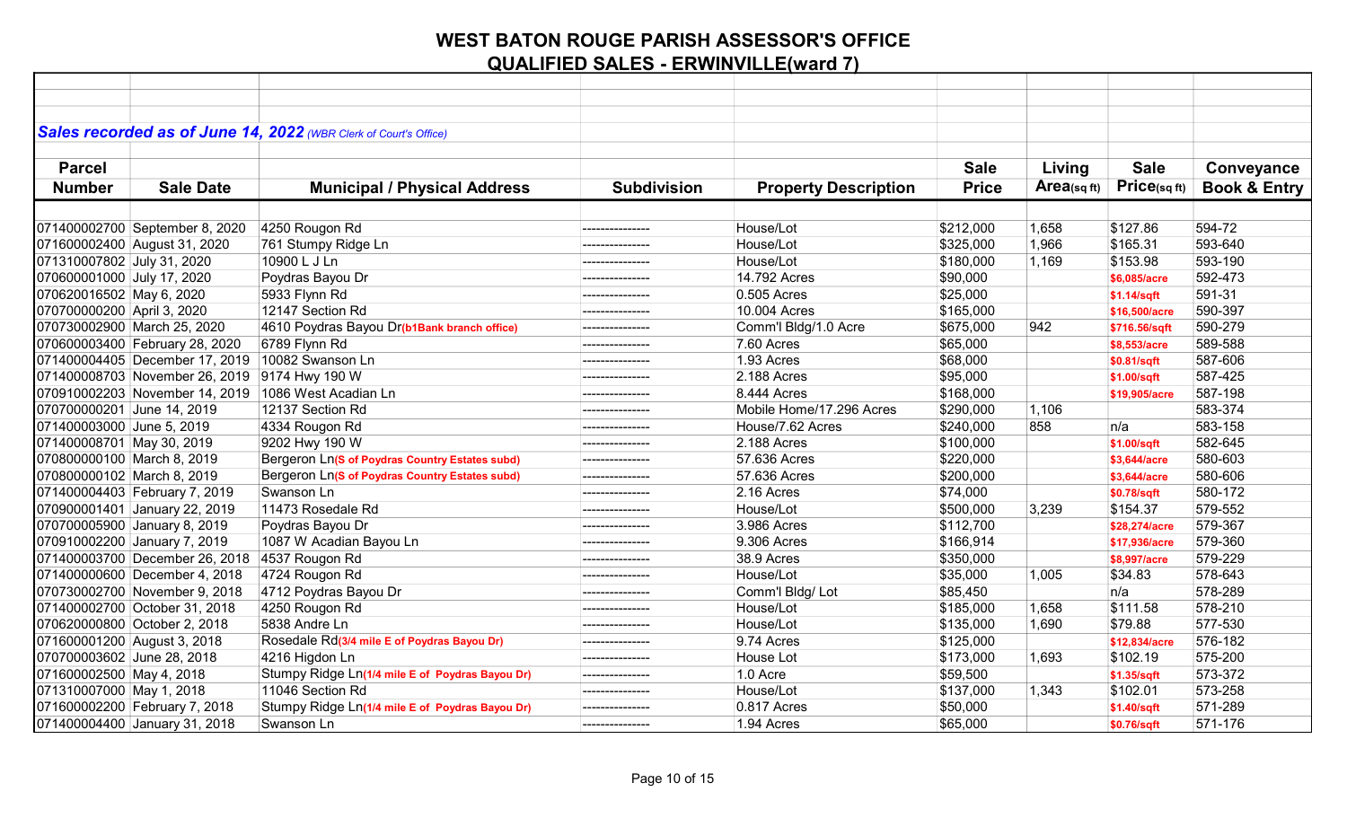# WEST BATON ROUGE PARISH ASSESSOR'S OFFICE

## QUALIFIED SALES - ERWINVILLE(ward 7)

***Sales recorded as of June 14, 2022*** *(WBR Clerk of Court's Office)*

| Parcel Number | Sale Date | Municipal / Physical Address | Subdivision | Property Description | Sale Price | Living Area(sq ft) | Sale Price(sq ft) | Conveyance Book & Entry |
|---|---|---|---|---|---|---|---|---|
| 071400002700 | September 8, 2020 | 4250 Rougon Rd | --------------- | House/Lot | $212,000 | 1,658 | $127.86 | 594-72 |
| 071600002400 | August 31, 2020 | 761 Stumpy Ridge Ln | --------------- | House/Lot | $325,000 | 1,966 | $165.31 | 593-640 |
| 071310007802 | July 31, 2020 | 10900 L J Ln | --------------- | House/Lot | $180,000 | 1,169 | $153.98 | 593-190 |
| 070600001000 | July 17, 2020 | Poydras Bayou Dr | --------------- | 14.792 Acres | $90,000 | | $6,085/acre | 592-473 |
| 070620016502 | May 6, 2020 | 5933 Flynn Rd | --------------- | 0.505 Acres | $25,000 | | $1.14/sqft | 591-31 |
| 070700000200 | April 3, 2020 | 12147 Section Rd | --------------- | 10.004 Acres | $165,000 | | $16,500/acre | 590-397 |
| 070730002900 | March 25, 2020 | 4610 Poydras Bayou Dr(b1Bank branch office) | --------------- | Comm'l Bldg/1.0 Acre | $675,000 | 942 | $716.56/sqft | 590-279 |
| 070600003400 | February 28, 2020 | 6789 Flynn Rd | --------------- | 7.60 Acres | $65,000 | | $8,553/acre | 589-588 |
| 071400004405 | December 17, 2019 | 10082 Swanson Ln | --------------- | 1.93 Acres | $68,000 | | $0.81/sqft | 587-606 |
| 071400008703 | November 26, 2019 | 9174 Hwy 190 W | --------------- | 2.188 Acres | $95,000 | | $1.00/sqft | 587-425 |
| 070910002203 | November 14, 2019 | 1086 West Acadian Ln | --------------- | 8.444 Acres | $168,000 | | $19,905/acre | 587-198 |
| 070700000201 | June 14, 2019 | 12137 Section Rd | --------------- | Mobile Home/17.296 Acres | $290,000 | 1,106 | | 583-374 |
| 071400003000 | June 5, 2019 | 4334 Rougon Rd | --------------- | House/7.62 Acres | $240,000 | 858 | n/a | 583-158 |
| 071400008701 | May 30, 2019 | 9202 Hwy 190 W | --------------- | 2.188 Acres | $100,000 | | $1.00/sqft | 582-645 |
| 070800000100 | March 8, 2019 | Bergeron Ln(S of Poydras Country Estates subd) | --------------- | 57.636 Acres | $220,000 | | $3,644/acre | 580-603 |
| 070800000102 | March 8, 2019 | Bergeron Ln(S of Poydras Country Estates subd) | --------------- | 57.636 Acres | $200,000 | | $3,644/acre | 580-606 |
| 071400004403 | February 7, 2019 | Swanson Ln | --------------- | 2.16 Acres | $74,000 | | $0.78/sqft | 580-172 |
| 070900001401 | January 22, 2019 | 11473 Rosedale Rd | --------------- | House/Lot | $500,000 | 3,239 | $154.37 | 579-552 |
| 070700005900 | January 8, 2019 | Poydras Bayou Dr | --------------- | 3.986 Acres | $112,700 | | $28,274/acre | 579-367 |
| 070910002200 | January 7, 2019 | 1087 W Acadian Bayou Ln | --------------- | 9.306 Acres | $166,914 | | $17,936/acre | 579-360 |
| 071400003700 | December 26, 2018 | 4537 Rougon Rd | --------------- | 38.9 Acres | $350,000 | | $8,997/acre | 579-229 |
| 071400000600 | December 4, 2018 | 4724 Rougon Rd | --------------- | House/Lot | $35,000 | 1,005 | $34.83 | 578-643 |
| 070730002700 | November 9, 2018 | 4712 Poydras Bayou Dr | --------------- | Comm'l Bldg/ Lot | $85,450 | | n/a | 578-289 |
| 071400002700 | October 31, 2018 | 4250 Rougon Rd | --------------- | House/Lot | $185,000 | 1,658 | $111.58 | 578-210 |
| 070620000800 | October 2, 2018 | 5838 Andre Ln | --------------- | House/Lot | $135,000 | 1,690 | $79.88 | 577-530 |
| 071600001200 | August 3, 2018 | Rosedale Rd(3/4 mile E of Poydras Bayou Dr) | --------------- | 9.74 Acres | $125,000 | | $12,834/acre | 576-182 |
| 070700003602 | June 28, 2018 | 4216 Higdon Ln | --------------- | House Lot | $173,000 | 1,693 | $102.19 | 575-200 |
| 071600002500 | May 4, 2018 | Stumpy Ridge Ln(1/4 mile E of Poydras Bayou Dr) | --------------- | 1.0 Acre | $59,500 | | $1.35/sqft | 573-372 |
| 071310007000 | May 1, 2018 | 11046 Section Rd | --------------- | House/Lot | $137,000 | 1,343 | $102.01 | 573-258 |
| 071600002200 | February 7, 2018 | Stumpy Ridge Ln(1/4 mile E of Poydras Bayou Dr) | --------------- | 0.817 Acres | $50,000 | | $1.40/sqft | 571-289 |
| 071400004400 | January 31, 2018 | Swanson Ln | --------------- | 1.94 Acres | $65,000 | | $0.76/sqft | 571-176 |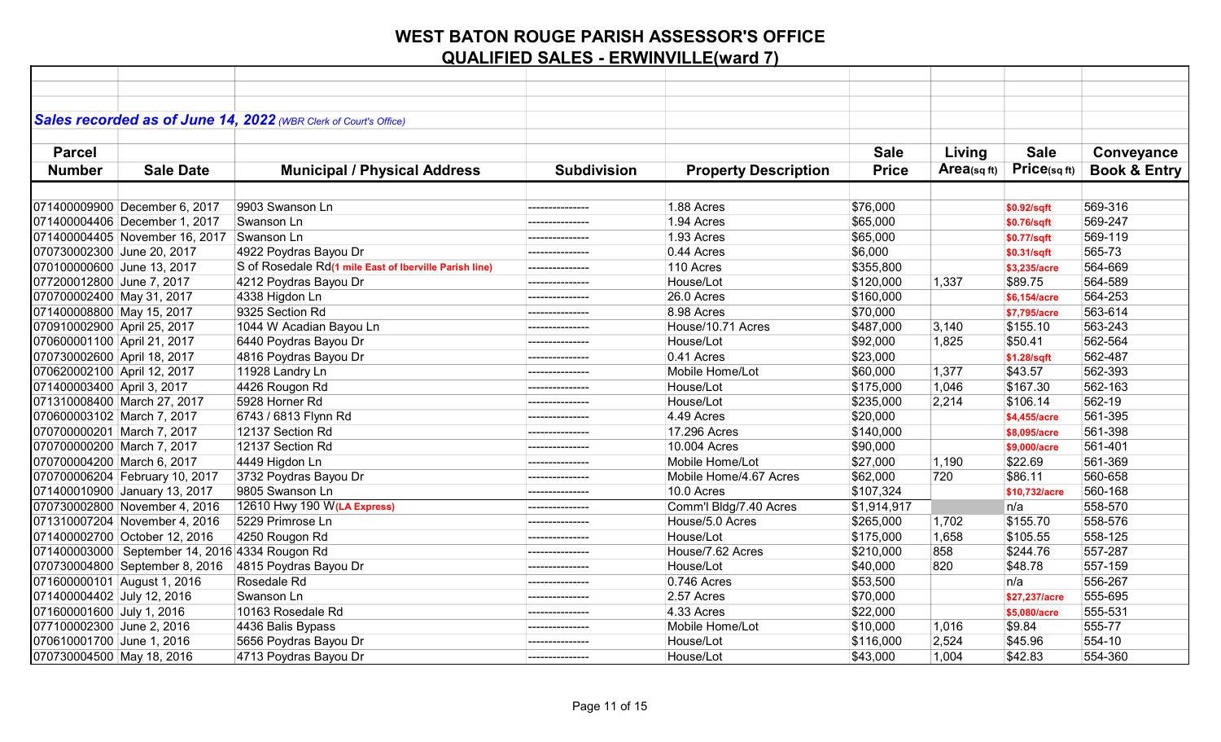# WEST BATON ROUGE PARISH ASSESSOR'S OFFICE
## QUALIFIED SALES - ERWINVILLE(ward 7)

***Sales recorded as of June 14, 2022*** *(WBR Clerk of Court's Office)*

| Parcel Number | Sale Date | Municipal / Physical Address | Subdivision | Property Description | Sale Price | Living Area(sq ft) | Sale Price(sq ft) | Conveyance Book & Entry |
|---|---|---|---|---|---|---|---|---|
| 071400009900 | December 6, 2017 | 9903 Swanson Ln | --------------- | 1.88 Acres | $76,000 | | $0.92/sqft | 569-316 |
| 071400004406 | December 1, 2017 | Swanson Ln | --------------- | 1.94 Acres | $65,000 | | $0.76/sqft | 569-247 |
| 071400004405 | November 16, 2017 | Swanson Ln | --------------- | 1.93 Acres | $65,000 | | $0.77/sqft | 569-119 |
| 070730002300 | June 20, 2017 | 4922 Poydras Bayou Dr | --------------- | 0.44 Acres | $6,000 | | $0.31/sqft | 565-73 |
| 070100000600 | June 13, 2017 | S of Rosedale Rd **(1 mile East of Iberville Parish line)** | --------------- | 110 Acres | $355,800 | | $3,235/acre | 564-669 |
| 077200012800 | June 7, 2017 | 4212 Poydras Bayou Dr | --------------- | House/Lot | $120,000 | 1,337 | $89.75 | 564-589 |
| 070700002400 | May 31, 2017 | 4338 Higdon Ln | --------------- | 26.0 Acres | $160,000 | | $6,154/acre | 564-253 |
| 071400008800 | May 15, 2017 | 9325 Section Rd | --------------- | 8.98 Acres | $70,000 | | $7,795/acre | 563-614 |
| 070910002900 | April 25, 2017 | 1044 W Acadian Bayou Ln | --------------- | House/10.71 Acres | $487,000 | 3,140 | $155.10 | 563-243 |
| 070600001100 | April 21, 2017 | 6440 Poydras Bayou Dr | --------------- | House/Lot | $92,000 | 1,825 | $50.41 | 562-564 |
| 070730002600 | April 18, 2017 | 4816 Poydras Bayou Dr | --------------- | 0.41 Acres | $23,000 | | $1.28/sqft | 562-487 |
| 070620002100 | April 12, 2017 | 11928 Landry Ln | --------------- | Mobile Home/Lot | $60,000 | 1,377 | $43.57 | 562-393 |
| 071400003400 | April 3, 2017 | 4426 Rougon Rd | --------------- | House/Lot | $175,000 | 1,046 | $167.30 | 562-163 |
| 071310008400 | March 27, 2017 | 5928 Horner Rd | --------------- | House/Lot | $235,000 | 2,214 | $106.14 | 562-19 |
| 070600003102 | March 7, 2017 | 6743 / 6813 Flynn Rd | --------------- | 4.49 Acres | $20,000 | | $4,455/acre | 561-395 |
| 070700000201 | March 7, 2017 | 12137 Section Rd | --------------- | 17.296 Acres | $140,000 | | $8,095/acre | 561-398 |
| 070700000200 | March 7, 2017 | 12137 Section Rd | --------------- | 10.004 Acres | $90,000 | | $9,000/acre | 561-401 |
| 070700004200 | March 6, 2017 | 4449 Higdon Ln | --------------- | Mobile Home/Lot | $27,000 | 1,190 | $22.69 | 561-369 |
| 070700006204 | February 10, 2017 | 3732 Poydras Bayou Dr | --------------- | Mobile Home/4.67 Acres | $62,000 | 720 | $86.11 | 560-658 |
| 071400010900 | January 13, 2017 | 9805 Swanson Ln | --------------- | 10.0 Acres | $107,324 | | $10,732/acre | 560-168 |
| 070730002800 | November 4, 2016 | 12610 Hwy 190 W **(LA Express)** | --------------- | Comm'l Bldg/7.40 Acres | $1,914,917 | | n/a | 558-570 |
| 071310007204 | November 4, 2016 | 5229 Primrose Ln | --------------- | House/5.0 Acres | $265,000 | 1,702 | $155.70 | 558-576 |
| 071400002700 | October 12, 2016 | 4250 Rougon Rd | --------------- | House/Lot | $175,000 | 1,658 | $105.55 | 558-125 |
| 071400003000 | September 14, 2016 | 4334 Rougon Rd | --------------- | House/7.62 Acres | $210,000 | 858 | $244.76 | 557-287 |
| 070730004800 | September 8, 2016 | 4815 Poydras Bayou Dr | --------------- | House/Lot | $40,000 | 820 | $48.78 | 557-159 |
| 071600000101 | August 1, 2016 | Rosedale Rd | --------------- | 0.746 Acres | $53,500 | | n/a | 556-267 |
| 071400004402 | July 12, 2016 | Swanson Ln | --------------- | 2.57 Acres | $70,000 | | $27,237/acre | 555-695 |
| 071600001600 | July 1, 2016 | 10163 Rosedale Rd | --------------- | 4.33 Acres | $22,000 | | $5,080/acre | 555-531 |
| 077100002300 | June 2, 2016 | 4436 Balis Bypass | --------------- | Mobile Home/Lot | $10,000 | 1,016 | $9.84 | 555-77 |
| 070610001700 | June 1, 2016 | 5656 Poydras Bayou Dr | --------------- | House/Lot | $116,000 | 2,524 | $45.96 | 554-10 |
| 070730004500 | May 18, 2016 | 4713 Poydras Bayou Dr | --------------- | House/Lot | $43,000 | 1,004 | $42.83 | 554-360 |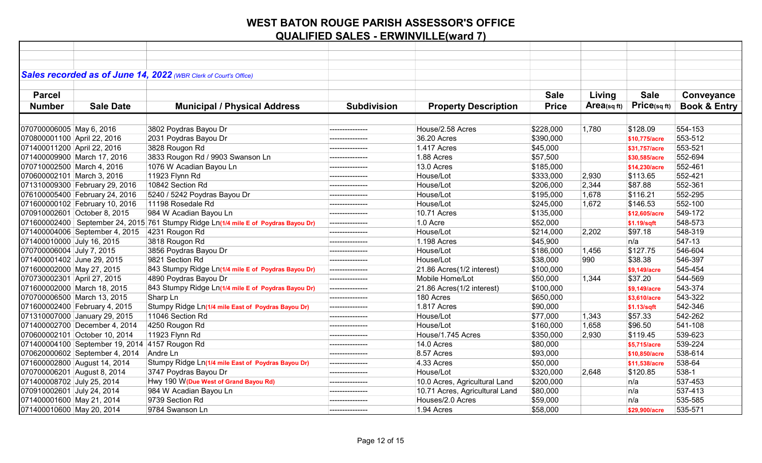# WEST BATON ROUGE PARISH ASSESSOR'S OFFICE

## QUALIFIED SALES - ERWINVILLE(ward 7)

***Sales recorded as of June 14, 2022*** *(WBR Clerk of Court's Office)*

| Parcel Number | Sale Date | Municipal / Physical Address | Subdivision | Property Description | Sale Price | Living Area(sq ft) | Sale Price(sq ft) | Conveyance Book & Entry |
|---|---|---|---|---|---|---|---|---|
| 070700006005 | May 6, 2016 | 3802 Poydras Bayou Dr | --------------- | House/2.58 Acres | $228,000 | 1,780 | $128.09 | 554-153 |
| 070800001100 | April 22, 2016 | 2031 Poydras Bayou Dr | --------------- | 36.20 Acres | $390,000 | | $10,775/acre | 553-512 |
| 071400011200 | April 22, 2016 | 3828 Rougon Rd | --------------- | 1.417 Acres | $45,000 | | $31,757/acre | 553-521 |
| 071400009900 | March 17, 2016 | 3833 Rougon Rd / 9903 Swanson Ln | --------------- | 1.88 Acres | $57,500 | | $30,585/acre | 552-694 |
| 070710002500 | March 4, 2016 | 1076 W Acadian Bayou Ln | --------------- | 13.0 Acres | $185,000 | | $14,230/acre | 552-461 |
| 070600002101 | March 3, 2016 | 11923 Flynn Rd | --------------- | House/Lot | $333,000 | 2,930 | $113.65 | 552-421 |
| 071310009300 | February 29, 2016 | 10842 Section Rd | --------------- | House/Lot | $206,000 | 2,344 | $87.88 | 552-361 |
| 076100005400 | February 24, 2016 | 5240 / 5242 Poydras Bayou Dr | --------------- | House/Lot | $195,000 | 1,678 | $116.21 | 552-295 |
| 071600000102 | February 10, 2016 | 11198 Rosedale Rd | --------------- | House/Lot | $245,000 | 1,672 | $146.53 | 552-100 |
| 070910002601 | October 8, 2015 | 984 W Acadian Bayou Ln | --------------- | 10.71 Acres | $135,000 | | $12,605/acre | 549-172 |
| 071600002400 | September 24, 2015 | 761 Stumpy Ridge Ln(1/4 mile E of Poydras Bayou Dr) | --------------- | 1.0 Acre | $52,000 | | $1.19/sqft | 548-573 |
| 071400004006 | September 4, 2015 | 4231 Rougon Rd | --------------- | House/Lot | $214,000 | 2,202 | $97.18 | 548-319 |
| 071400010000 | July 16, 2015 | 3818 Rougon Rd | --------------- | 1.198 Acres | $45,900 | | n/a | 547-13 |
| 070700006004 | July 7, 2015 | 3856 Poydras Bayou Dr | --------------- | House/Lot | $186,000 | 1,456 | $127.75 | 546-604 |
| 071400001402 | June 29, 2015 | 9821 Section Rd | --------------- | House/Lot | $38,000 | 990 | $38.38 | 546-397 |
| 071600002000 | May 27, 2015 | 843 Stumpy Ridge Ln(1/4 mile E of Poydras Bayou Dr) | --------------- | 21.86 Acres(1/2 interest) | $100,000 | | $9,149/acre | 545-454 |
| 070730002301 | April 27, 2015 | 4890 Poydras Bayou Dr | --------------- | Mobile Home/Lot | $50,000 | 1,344 | $37.20 | 544-569 |
| 071600002000 | March 18, 2015 | 843 Stumpy Ridge Ln(1/4 mile E of Poydras Bayou Dr) | --------------- | 21.86 Acres(1/2 interest) | $100,000 | | $9,149/acre | 543-374 |
| 070700006500 | March 13, 2015 | Sharp Ln | --------------- | 180 Acres | $650,000 | | $3,610/acre | 543-322 |
| 071600002400 | February 4, 2015 | Stumpy Ridge Ln(1/4 mile East of Poydras Bayou Dr) | --------------- | 1.817 Acres | $90,000 | | $1.13/sqft | 542-346 |
| 071310007000 | January 29, 2015 | 11046 Section Rd | --------------- | House/Lot | $77,000 | 1,343 | $57.33 | 542-262 |
| 071400002700 | December 4, 2014 | 4250 Rougon Rd | --------------- | House/Lot | $160,000 | 1,658 | $96.50 | 541-108 |
| 070600002101 | October 10, 2014 | 11923 Flynn Rd | --------------- | House/1.745 Acres | $350,000 | 2,930 | $119.45 | 539-623 |
| 071400004100 | September 19, 2014 | 4157 Rougon Rd | --------------- | 14.0 Acres | $80,000 | | $5,715/acre | 539-224 |
| 070620000602 | September 4, 2014 | Andre Ln | --------------- | 8.57 Acres | $93,000 | | $10,850/acre | 538-614 |
| 071600002800 | August 14, 2014 | Stumpy Ridge Ln(1/4 mile East of Poydras Bayou Dr) | --------------- | 4.33 Acres | $50,000 | | $11,538/acre | 538-64 |
| 070700006201 | August 8, 2014 | 3747 Poydras Bayou Dr | --------------- | House/Lot | $320,000 | 2,648 | $120.85 | 538-1 |
| 071400008702 | July 25, 2014 | Hwy 190 W(Due West of Grand Bayou Rd) | --------------- | 10.0 Acres, Agricultural Land | $200,000 | | n/a | 537-453 |
| 070910002601 | July 24, 2014 | 984 W Acadian Bayou Ln | --------------- | 10.71 Acres, Agricultural Land | $80,000 | | n/a | 537-413 |
| 071400001600 | May 21, 2014 | 9739 Section Rd | --------------- | Houses/2.0 Acres | $59,000 | | n/a | 535-585 |
| 071400010600 | May 20, 2014 | 9784 Swanson Ln | --------------- | 1.94 Acres | $58,000 | | $29,900/acre | 535-571 |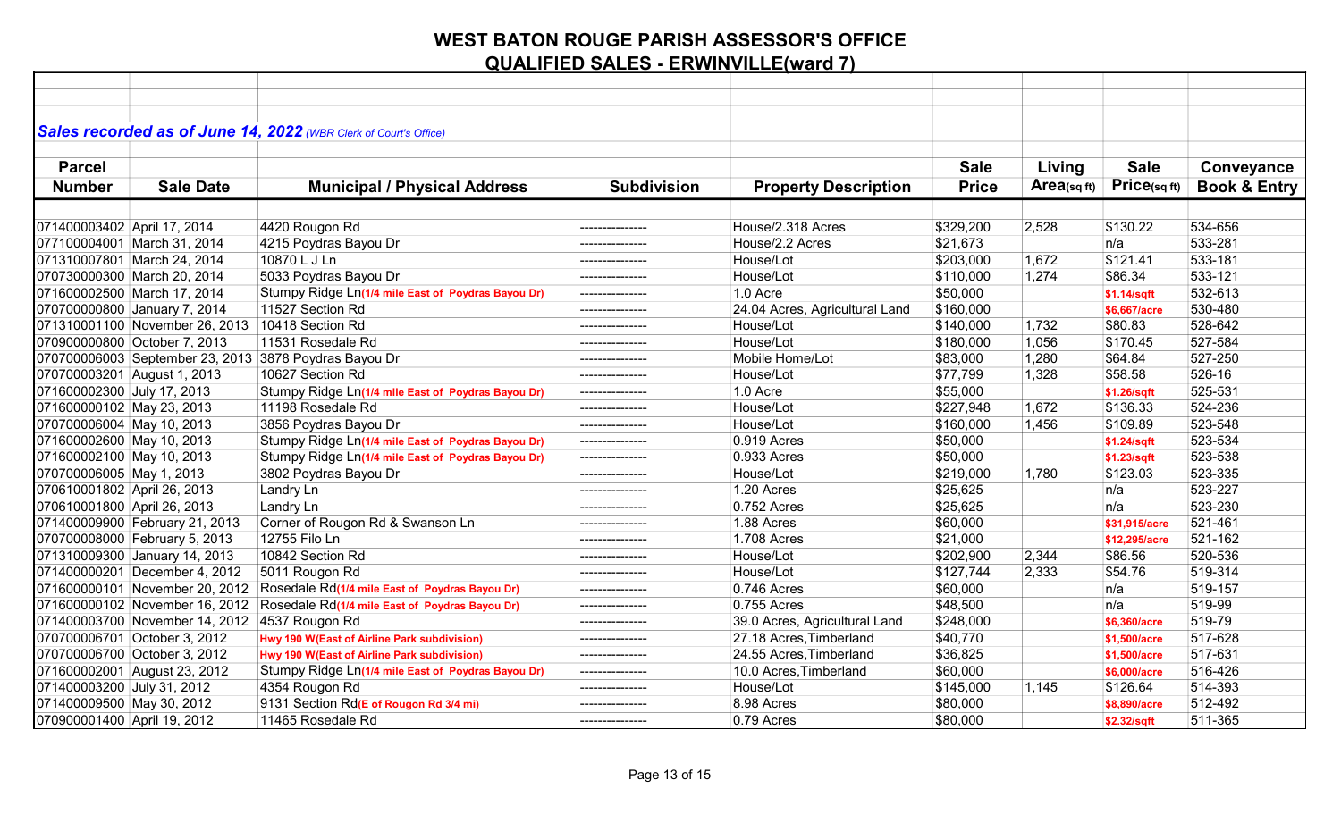# WEST BATON ROUGE PARISH ASSESSOR'S OFFICE

## QUALIFIED SALES - ERWINVILLE(ward 7)

***Sales recorded as of June 14, 2022*** *(WBR Clerk of Court's Office)*

| Parcel Number | Sale Date | Municipal / Physical Address | Subdivision | Property Description | Sale Price | Living Area(sq ft) | Sale Price(sq ft) | Conveyance Book & Entry |
|---|---|---|---|---|---|---|---|---|
| 071400003402 | April 17, 2014 | 4420 Rougon Rd | --------------- | House/2.318 Acres | $329,200 | 2,528 | $130.22 | 534-656 |
| 077100004001 | March 31, 2014 | 4215 Poydras Bayou Dr | --------------- | House/2.2 Acres | $21,673 | | n/a | 533-281 |
| 071310007801 | March 24, 2014 | 10870 L J Ln | --------------- | House/Lot | $203,000 | 1,672 | $121.41 | 533-181 |
| 070730000300 | March 20, 2014 | 5033 Poydras Bayou Dr | --------------- | House/Lot | $110,000 | 1,274 | $86.34 | 533-121 |
| 071600002500 | March 17, 2014 | Stumpy Ridge Ln**(1/4 mile East of Poydras Bayou Dr)** | --------------- | 1.0 Acre | $50,000 | | **$1.14/sqft** | 532-613 |
| 070700000800 | January 7, 2014 | 11527 Section Rd | --------------- | 24.04 Acres, Agricultural Land | $160,000 | | **$6,667/acre** | 530-480 |
| 071310001100 | November 26, 2013 | 10418 Section Rd | --------------- | House/Lot | $140,000 | 1,732 | $80.83 | 528-642 |
| 070900000800 | October 7, 2013 | 11531 Rosedale Rd | --------------- | House/Lot | $180,000 | 1,056 | $170.45 | 527-584 |
| 070700006003 | September 23, 2013 | 3878 Poydras Bayou Dr | --------------- | Mobile Home/Lot | $83,000 | 1,280 | $64.84 | 527-250 |
| 070700003201 | August 1, 2013 | 10627 Section Rd | --------------- | House/Lot | $77,799 | 1,328 | $58.58 | 526-16 |
| 071600002300 | July 17, 2013 | Stumpy Ridge Ln**(1/4 mile East of Poydras Bayou Dr)** | --------------- | 1.0 Acre | $55,000 | | **$1.26/sqft** | 525-531 |
| 071600000102 | May 23, 2013 | 11198 Rosedale Rd | --------------- | House/Lot | $227,948 | 1,672 | $136.33 | 524-236 |
| 070700006004 | May 10, 2013 | 3856 Poydras Bayou Dr | --------------- | House/Lot | $160,000 | 1,456 | $109.89 | 523-548 |
| 071600002600 | May 10, 2013 | Stumpy Ridge Ln**(1/4 mile East of Poydras Bayou Dr)** | --------------- | 0.919 Acres | $50,000 | | **$1.24/sqft** | 523-534 |
| 071600002100 | May 10, 2013 | Stumpy Ridge Ln**(1/4 mile East of Poydras Bayou Dr)** | --------------- | 0.933 Acres | $50,000 | | **$1.23/sqft** | 523-538 |
| 070700006005 | May 1, 2013 | 3802 Poydras Bayou Dr | --------------- | House/Lot | $219,000 | 1,780 | $123.03 | 523-335 |
| 070610001802 | April 26, 2013 | Landry Ln | --------------- | 1.20 Acres | $25,625 | | n/a | 523-227 |
| 070610001800 | April 26, 2013 | Landry Ln | --------------- | 0.752 Acres | $25,625 | | n/a | 523-230 |
| 071400009900 | February 21, 2013 | Corner of Rougon Rd & Swanson Ln | --------------- | 1.88 Acres | $60,000 | | **$31,915/acre** | 521-461 |
| 070700008000 | February 5, 2013 | 12755 Filo Ln | --------------- | 1.708 Acres | $21,000 | | **$12,295/acre** | 521-162 |
| 071310009300 | January 14, 2013 | 10842 Section Rd | --------------- | House/Lot | $202,900 | 2,344 | $86.56 | 520-536 |
| 071400000201 | December 4, 2012 | 5011 Rougon Rd | --------------- | House/Lot | $127,744 | 2,333 | $54.76 | 519-314 |
| 071600000101 | November 20, 2012 | Rosedale Rd**(1/4 mile East of Poydras Bayou Dr)** | --------------- | 0.746 Acres | $60,000 | | n/a | 519-157 |
| 071600000102 | November 16, 2012 | Rosedale Rd**(1/4 mile East of Poydras Bayou Dr)** | --------------- | 0.755 Acres | $48,500 | | n/a | 519-99 |
| 071400003700 | November 14, 2012 | 4537 Rougon Rd | --------------- | 39.0 Acres, Agricultural Land | $248,000 | | **$6,360/acre** | 519-79 |
| 070700006701 | October 3, 2012 | **Hwy 190 W(East of Airline Park subdivision)** | --------------- | 27.18 Acres,Timberland | $40,770 | | **$1,500/acre** | 517-628 |
| 070700006700 | October 3, 2012 | **Hwy 190 W(East of Airline Park subdivision)** | --------------- | 24.55 Acres,Timberland | $36,825 | | **$1,500/acre** | 517-631 |
| 071600002001 | August 23, 2012 | Stumpy Ridge Ln**(1/4 mile East of Poydras Bayou Dr)** | --------------- | 10.0 Acres,Timberland | $60,000 | | **$6,000/acre** | 516-426 |
| 071400003200 | July 31, 2012 | 4354 Rougon Rd | --------------- | House/Lot | $145,000 | 1,145 | $126.64 | 514-393 |
| 071400009500 | May 30, 2012 | 9131 Section Rd**(E of Rougon Rd 3/4 mi)** | --------------- | 8.98 Acres | $80,000 | | **$8,890/acre** | 512-492 |
| 070900001400 | April 19, 2012 | 11465 Rosedale Rd | --------------- | 0.79 Acres | $80,000 | | **$2.32/sqft** | 511-365 |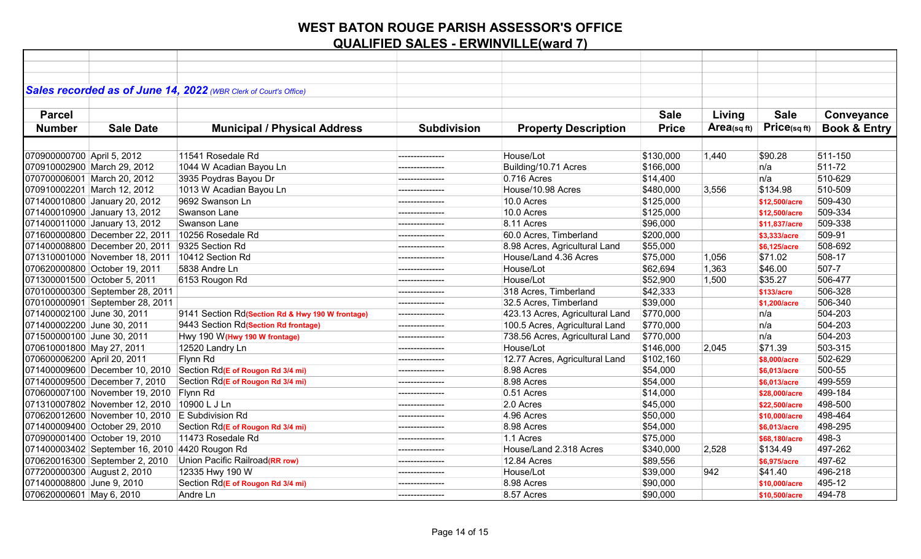# WEST BATON ROUGE PARISH ASSESSOR'S OFFICE

## QUALIFIED SALES - ERWINVILLE(ward 7)

***Sales recorded as of June 14, 2022*** *(WBR Clerk of Court's Office)*

| Parcel Number | Sale Date | Municipal / Physical Address | Subdivision | Property Description | Sale Price | Living Area(sq ft) | Sale Price(sq ft) | Conveyance Book & Entry |
|---|---|---|---|---|---|---|---|---|
| 070900000700 | April 5, 2012 | 11541 Rosedale Rd | --------------- | House/Lot | $130,000 | 1,440 | $90.28 | 511-150 |
| 070910002900 | March 29, 2012 | 1044 W Acadian Bayou Ln | --------------- | Building/10.71 Acres | $166,000 | | n/a | 511-72 |
| 070700006001 | March 20, 2012 | 3935 Poydras Bayou Dr | --------------- | 0.716 Acres | $14,400 | | n/a | 510-629 |
| 070910002201 | March 12, 2012 | 1013 W Acadian Bayou Ln | --------------- | House/10.98 Acres | $480,000 | 3,556 | $134.98 | 510-509 |
| 071400010800 | January 20, 2012 | 9692 Swanson Ln | --------------- | 10.0 Acres | $125,000 | | **$12,500/acre** | 509-430 |
| 071400010900 | January 13, 2012 | Swanson Lane | --------------- | 10.0 Acres | $125,000 | | **$12,500/acre** | 509-334 |
| 071400011000 | January 13, 2012 | Swanson Lane | --------------- | 8.11 Acres | $96,000 | | **$11,837/acre** | 509-338 |
| 071600000800 | December 22, 2011 | 10256 Rosedale Rd | --------------- | 60.0 Acres, Timberland | $200,000 | | **$3,333/acre** | 509-91 |
| 071400008800 | December 20, 2011 | 9325 Section Rd | --------------- | 8.98 Acres, Agricultural Land | $55,000 | | **$6,125/acre** | 508-692 |
| 071310001000 | November 18, 2011 | 10412 Section Rd | --------------- | House/Land 4.36 Acres | $75,000 | 1,056 | $71.02 | 508-17 |
| 070620000800 | October 19, 2011 | 5838 Andre Ln | --------------- | House/Lot | $62,694 | 1,363 | $46.00 | 507-7 |
| 071300001500 | October 5, 2011 | 6153 Rougon Rd | --------------- | House/Lot | $52,900 | 1,500 | $35.27 | 506-477 |
| 070100000300 | September 28, 2011 | | --------------- | 318 Acres, Timberland | $42,333 | | **$133/acre** | 506-328 |
| 070100000901 | September 28, 2011 | | --------------- | 32.5 Acres, Timberland | $39,000 | | **$1,200/acre** | 506-340 |
| 071400002100 | June 30, 2011 | 9141 Section Rd **(Section Rd & Hwy 190 W frontage)** | --------------- | 423.13 Acres, Agricultural Land | $770,000 | | n/a | 504-203 |
| 071400002200 | June 30, 2011 | 9443 Section Rd **(Section Rd frontage)** | --------------- | 100.5 Acres, Agricultural Land | $770,000 | | n/a | 504-203 |
| 071500000100 | June 30, 2011 | Hwy 190 W **(Hwy 190 W frontage)** | --------------- | 738.56 Acres, Agricultural Land | $770,000 | | n/a | 504-203 |
| 070610001800 | May 27, 2011 | 12520 Landry Ln | --------------- | House/Lot | $146,000 | 2,045 | $71.39 | 503-315 |
| 070600006200 | April 20, 2011 | Flynn Rd | --------------- | 12.77 Acres, Agricultural Land | $102,160 | | **$8,000/acre** | 502-629 |
| 071400009600 | December 10, 2010 | Section Rd **(E of Rougon Rd 3/4 mi)** | --------------- | 8.98 Acres | $54,000 | | **$6,013/acre** | 500-55 |
| 071400009500 | December 7, 2010 | Section Rd **(E of Rougon Rd 3/4 mi)** | --------------- | 8.98 Acres | $54,000 | | **$6,013/acre** | 499-559 |
| 070600007100 | November 19, 2010 | Flynn Rd | --------------- | 0.51 Acres | $14,000 | | **$28,000/acre** | 499-184 |
| 071310007802 | November 12, 2010 | 10900 L J Ln | --------------- | 2.0 Acres | $45,000 | | **$22,500/acre** | 498-500 |
| 070620012600 | November 10, 2010 | E Subdivision Rd | --------------- | 4.96 Acres | $50,000 | | **$10,000/acre** | 498-464 |
| 071400009400 | October 29, 2010 | Section Rd **(E of Rougon Rd 3/4 mi)** | --------------- | 8.98 Acres | $54,000 | | **$6,013/acre** | 498-295 |
| 070900001400 | October 19, 2010 | 11473 Rosedale Rd | --------------- | 1.1 Acres | $75,000 | | **$68,180/acre** | 498-3 |
| 071400003402 | September 16, 2010 | 4420 Rougon Rd | --------------- | House/Land 2.318 Acres | $340,000 | 2,528 | $134.49 | 497-262 |
| 070620016300 | September 2, 2010 | Union Pacific Railroad **(RR row)** | --------------- | 12.84 Acres | $89,556 | | **$6,975/acre** | 497-62 |
| 077200000300 | August 2, 2010 | 12335 Hwy 190 W | --------------- | House/Lot | $39,000 | 942 | $41.40 | 496-218 |
| 071400008800 | June 9, 2010 | Section Rd **(E of Rougon Rd 3/4 mi)** | --------------- | 8.98 Acres | $90,000 | | **$10,000/acre** | 495-12 |
| 070620000601 | May 6, 2010 | Andre Ln | --------------- | 8.57 Acres | $90,000 | | **$10,500/acre** | 494-78 |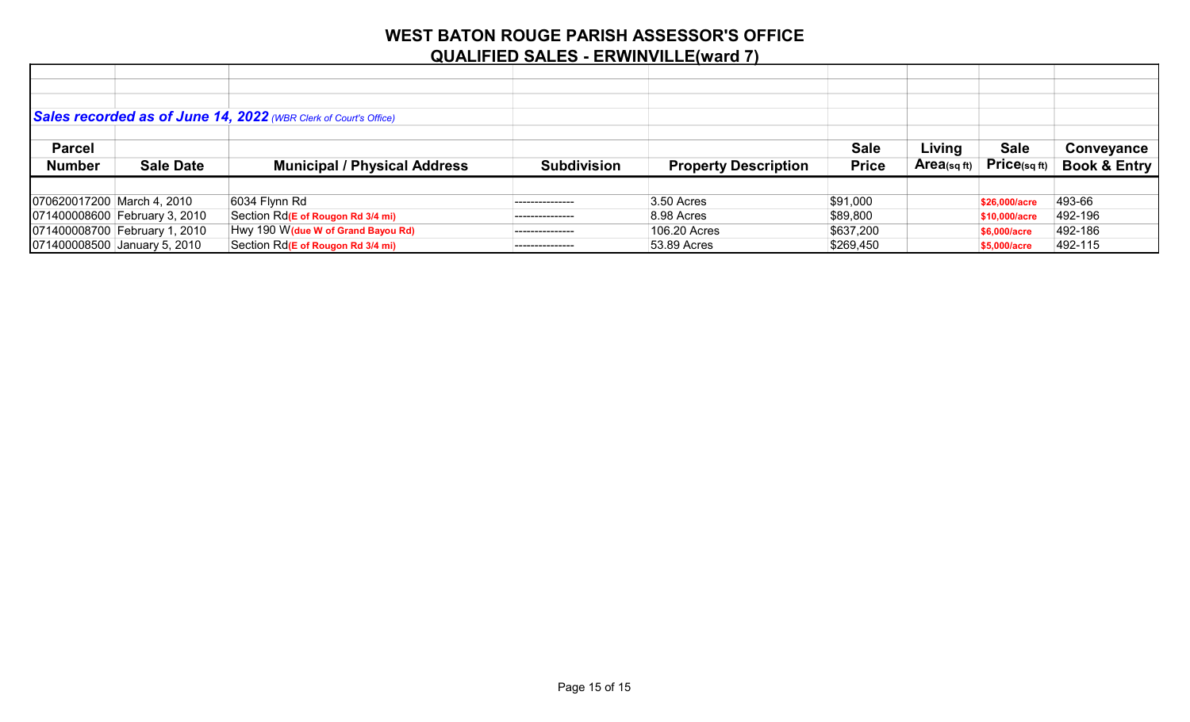# WEST BATON ROUGE PARISH ASSESSOR'S OFFICE

## QUALIFIED SALES - ERWINVILLE(ward 7)

***Sales recorded as of June 14, 2022** (WBR Clerk of Court's Office)*

| Parcel Number | Sale Date | Municipal / Physical Address | Subdivision | Property Description | Sale Price | Living Area(sq ft) | Sale Price(sq ft) | Conveyance Book & Entry |
|---|---|---|---|---|---|---|---|---|
| 070620017200 | March 4, 2010 | 6034 Flynn Rd | --------------- | 3.50 Acres | $91,000 | | $26,000/acre | 493-66 |
| 071400008600 | February 3, 2010 | Section Rd(E of Rougon Rd 3/4 mi) | --------------- | 8.98 Acres | $89,800 | | $10,000/acre | 492-196 |
| 071400008700 | February 1, 2010 | Hwy 190 W(due W of Grand Bayou Rd) | --------------- | 106.20 Acres | $637,200 | | $6,000/acre | 492-186 |
| 071400008500 | January 5, 2010 | Section Rd(E of Rougon Rd 3/4 mi) | --------------- | 53.89 Acres | $269,450 | | $5,000/acre | 492-115 |